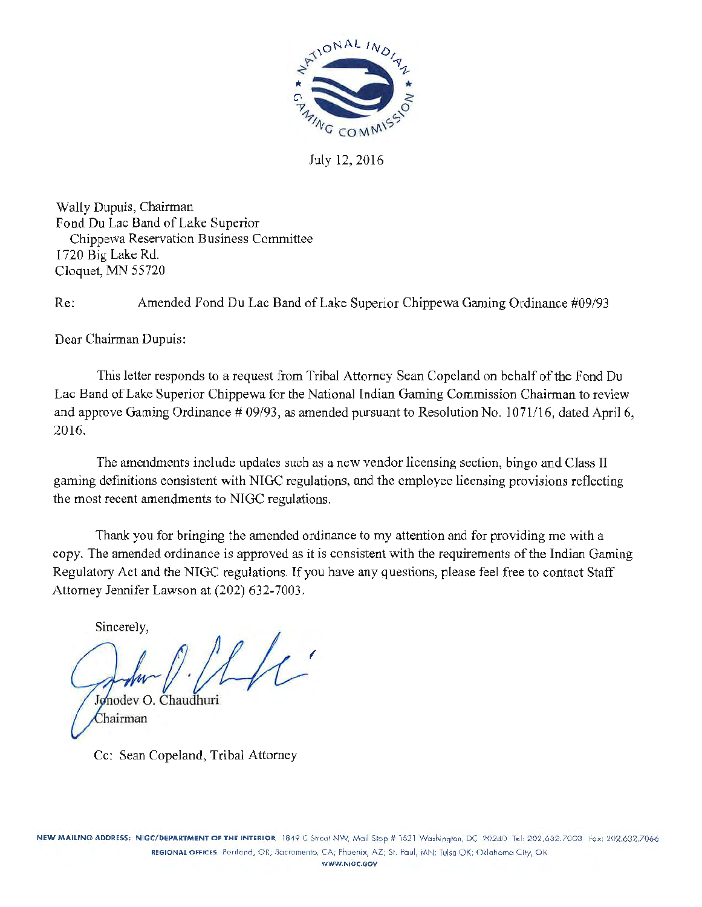NATIONAL INDIAN GAMING COMMISSION

July 12, 2016

Wally Dupuis, Chairman
Fond Du Lac Band of Lake Superior
Chippewa Reservation Business Committee
1720 Big Lake Rd.
Cloquet, MN 55720

Re: Amended Fond Du Lac Band of Lake Superior Chippewa Gaming Ordinance #09/93

Dear Chairman Dupuis:

This letter responds to a request from Tribal Attorney Sean Copeland on behalf of the Fond Du Lac Band of Lake Superior Chippewa for the National Indian Gaming Commission Chairman to review and approve Gaming Ordinance # 09/93, as amended pursuant to Resolution No. 1071/16, dated April 6, 2016.

The amendments include updates such as a new vendor licensing section, bingo and Class II gaming definitions consistent with NIGC regulations, and the employee licensing provisions reflecting the most recent amendments to NIGC regulations.

Thank you for bringing the amended ordinance to my attention and for providing me with a copy. The amended ordinance is approved as it is consistent with the requirements of the Indian Gaming Regulatory Act and the NIGC regulations. If you have any questions, please feel free to contact Staff Attorney Jennifer Lawson at (202) 632-7003.

Sincerely,

Jonodev O. Chaudhuri
Chairman

Cc: Sean Copeland, Tribal Attorney

NEW MAILING ADDRESS: NIGC/DEPARTMENT OF THE INTERIOR 1849 C Street NW, Mail Stop # 1621 Washington, DC 20240 Tel: 202.632.7003 Fax: 202.632.7066
REGIONAL OFFICES Portland, OR; Sacramento, CA; Phoenix, AZ; St. Paul, MN; Tulsa OK; Oklahoma City, OK
WWW.NIGC.GOV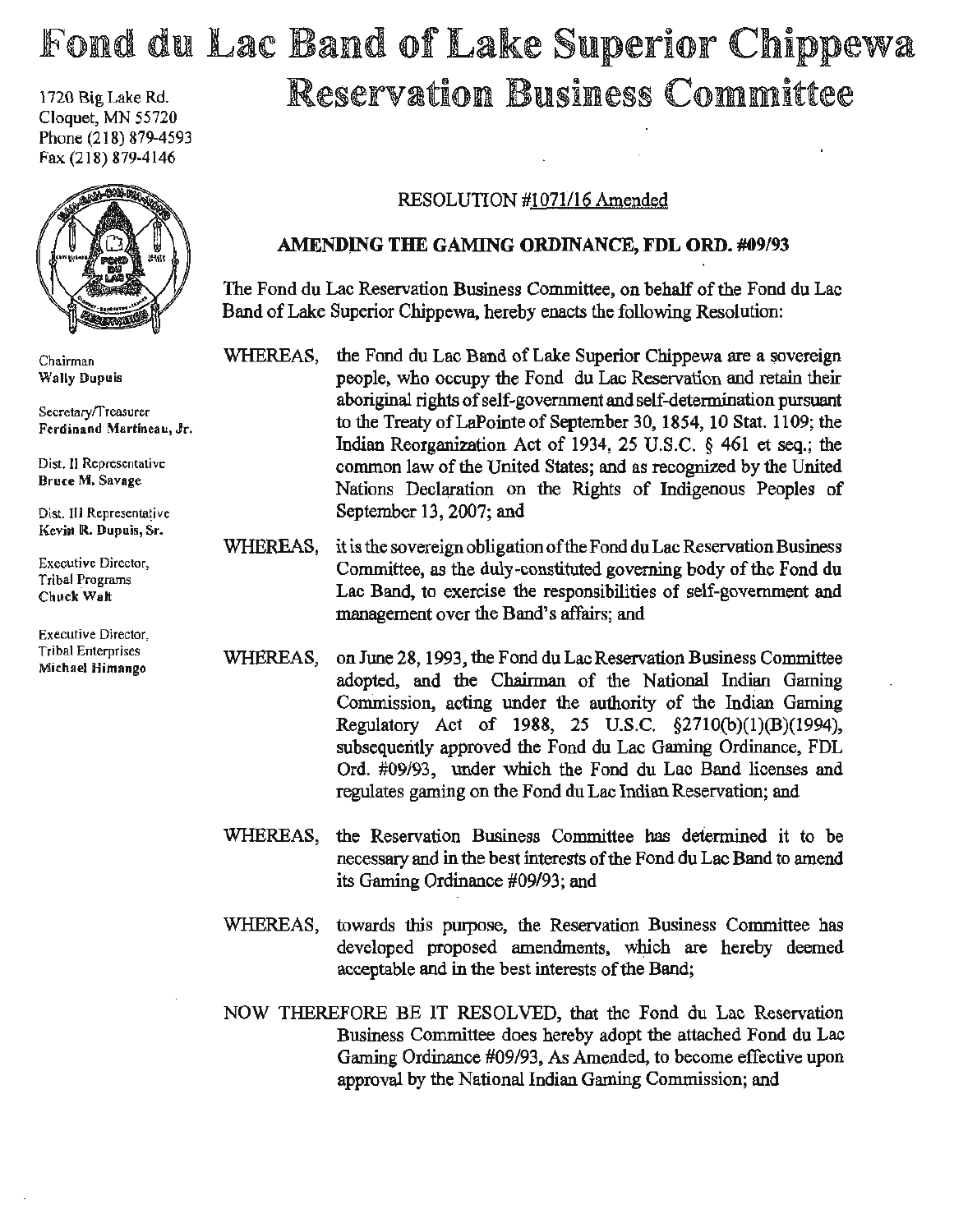# Fond du Lac Band of Lake Superior Chippewa

## Reservation Business Committee

1720 Big Lake Rd.
Cloquet, MN 55720
Phone (218) 879-4593
Fax (218) 879-4146

Chairman
**Wally Dupuis**

Secretary/Treasurer
**Ferdinand Martineau, Jr.**

Dist. II Representative
**Bruce M. Savage**

Dist. III Representative
**Kevin R. Dupuis, Sr.**

Executive Director, Tribal Programs
**Chuck Walt**

Executive Director, Tribal Enterprises
**Michael Himango**

RESOLUTION #1071/16 Amended

**AMENDING THE GAMING ORDINANCE, FDL ORD. #09/93**

The Fond du Lac Reservation Business Committee, on behalf of the Fond du Lac Band of Lake Superior Chippewa, hereby enacts the following Resolution:

WHEREAS, the Fond du Lac Band of Lake Superior Chippewa are a sovereign people, who occupy the Fond du Lac Reservation and retain their aboriginal rights of self-government and self-determination pursuant to the Treaty of LaPointe of September 30, 1854, 10 Stat. 1109; the Indian Reorganization Act of 1934, 25 U.S.C. § 461 et seq.; the common law of the United States; and as recognized by the United Nations Declaration on the Rights of Indigenous Peoples of September 13, 2007; and

WHEREAS, it is the sovereign obligation of the Fond du Lac Reservation Business Committee, as the duly-constituted governing body of the Fond du Lac Band, to exercise the responsibilities of self-government and management over the Band's affairs; and

WHEREAS, on June 28, 1993, the Fond du Lac Reservation Business Committee adopted, and the Chairman of the National Indian Gaming Commission, acting under the authority of the Indian Gaming Regulatory Act of 1988, 25 U.S.C. §2710(b)(1)(B)(1994), subsequently approved the Fond du Lac Gaming Ordinance, FDL Ord. #09/93, under which the Fond du Lac Band licenses and regulates gaming on the Fond du Lac Indian Reservation; and

WHEREAS, the Reservation Business Committee has determined it to be necessary and in the best interests of the Fond du Lac Band to amend its Gaming Ordinance #09/93; and

WHEREAS, towards this purpose, the Reservation Business Committee has developed proposed amendments, which are hereby deemed acceptable and in the best interests of the Band;

NOW THEREFORE BE IT RESOLVED, that the Fond du Lac Reservation Business Committee does hereby adopt the attached Fond du Lac Gaming Ordinance #09/93, As Amended, to become effective upon approval by the National Indian Gaming Commission; and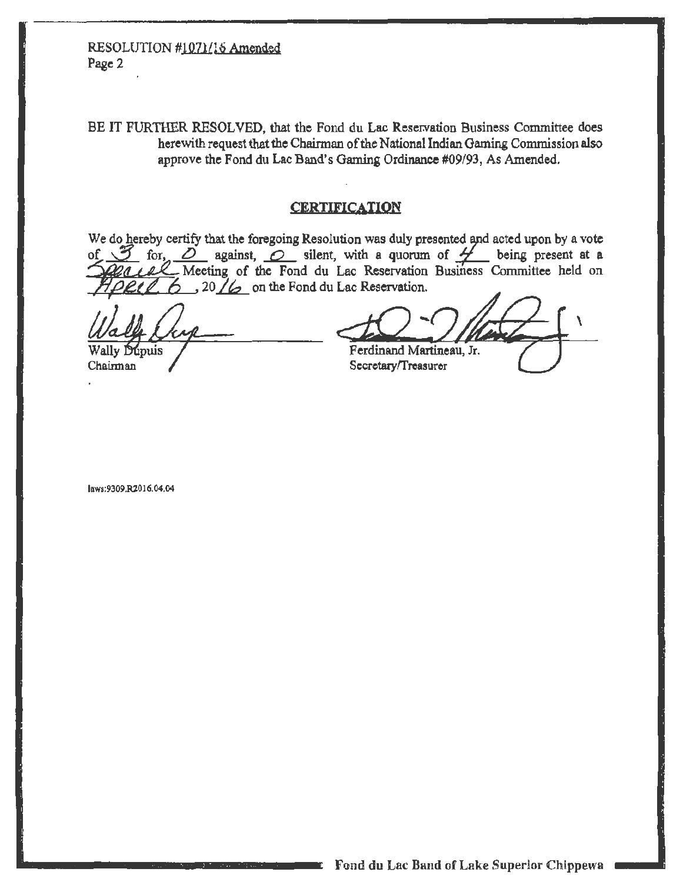RESOLUTION #1071/16 Amended
Page 2

BE IT FURTHER RESOLVED, that the Fond du Lac Reservation Business Committee does herewith request that the Chairman of the National Indian Gaming Commission also approve the Fond du Lac Band's Gaming Ordinance #09/93, As Amended.

## CERTIFICATION

We do hereby certify that the foregoing Resolution was duly presented and acted upon by a vote of 3 for, 0 against, 0 silent, with a quorum of 4 being present at a Special Meeting of the Fond du Lac Reservation Business Committee held on April 6, 2016 on the Fond du Lac Reservation.

Wally Dupuis
Chairman

Ferdinand Martineau, Jr.
Secretary/Treasurer

laws:9309.R2016.04.04

Fond du Lac Band of Lake Superior Chippewa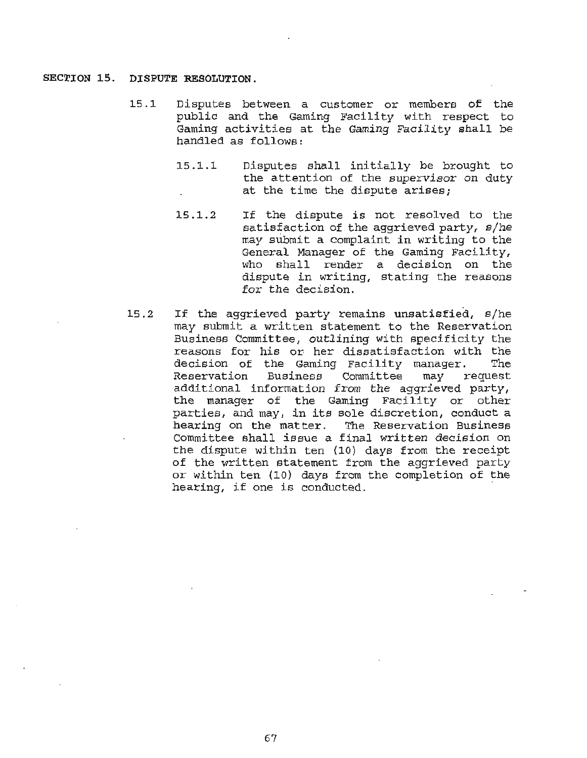## SECTION 15. DISPUTE RESOLUTION.

15.1 Disputes between a customer or members of the public and the Gaming Facility with respect to Gaming activities at the Gaming Facility shall be handled as follows:

15.1.1 Disputes shall initially be brought to the attention of the supervisor on duty at the time the dispute arises;

15.1.2 If the dispute is not resolved to the satisfaction of the aggrieved party, s/he may submit a complaint in writing to the General Manager of the Gaming Facility, who shall render a decision on the dispute in writing, stating the reasons for the decision.

15.2 If the aggrieved party remains unsatisfied, s/he may submit a written statement to the Reservation Business Committee, outlining with specificity the reasons for his or her dissatisfaction with the decision of the Gaming Facility manager. The Reservation Business Committee may request additional information from the aggrieved party, the manager of the Gaming Facility or other parties, and may, in its sole discretion, conduct a hearing on the matter. The Reservation Business Committee shall issue a final written decision on the dispute within ten (10) days from the receipt of the written statement from the aggrieved party or within ten (10) days from the completion of the hearing, if one is conducted.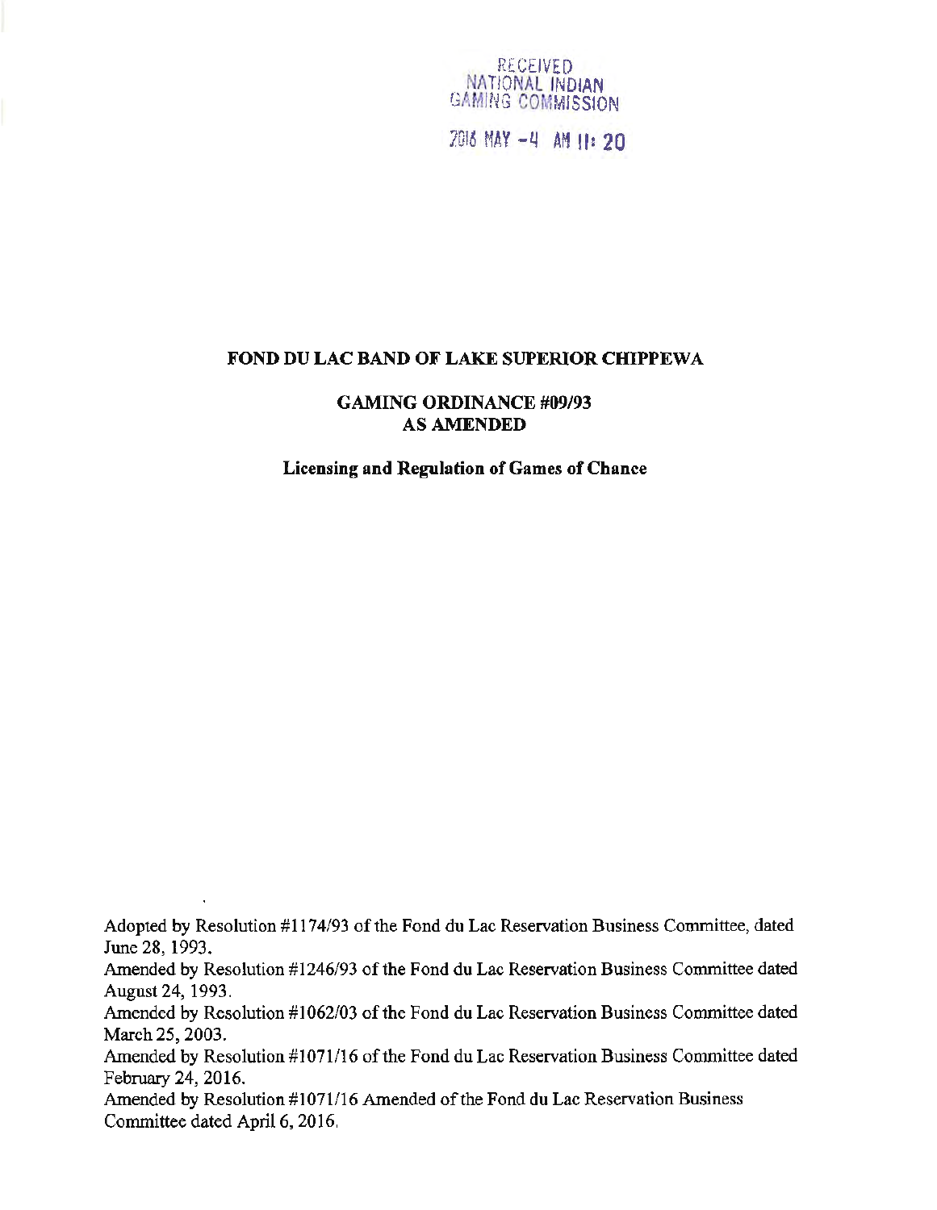RECEIVED
NATIONAL INDIAN
GAMING COMMISSION

2016 MAY -4 AM 11: 20

# FOND DU LAC BAND OF LAKE SUPERIOR CHIPPEWA

## GAMING ORDINANCE #09/93
## AS AMENDED

### Licensing and Regulation of Games of Chance

Adopted by Resolution #1174/93 of the Fond du Lac Reservation Business Committee, dated June 28, 1993.

Amended by Resolution #1246/93 of the Fond du Lac Reservation Business Committee dated August 24, 1993.

Amended by Resolution #1062/03 of the Fond du Lac Reservation Business Committee dated March 25, 2003.

Amended by Resolution #1071/16 of the Fond du Lac Reservation Business Committee dated February 24, 2016.

Amended by Resolution #1071/16 Amended of the Fond du Lac Reservation Business Committee dated April 6, 2016.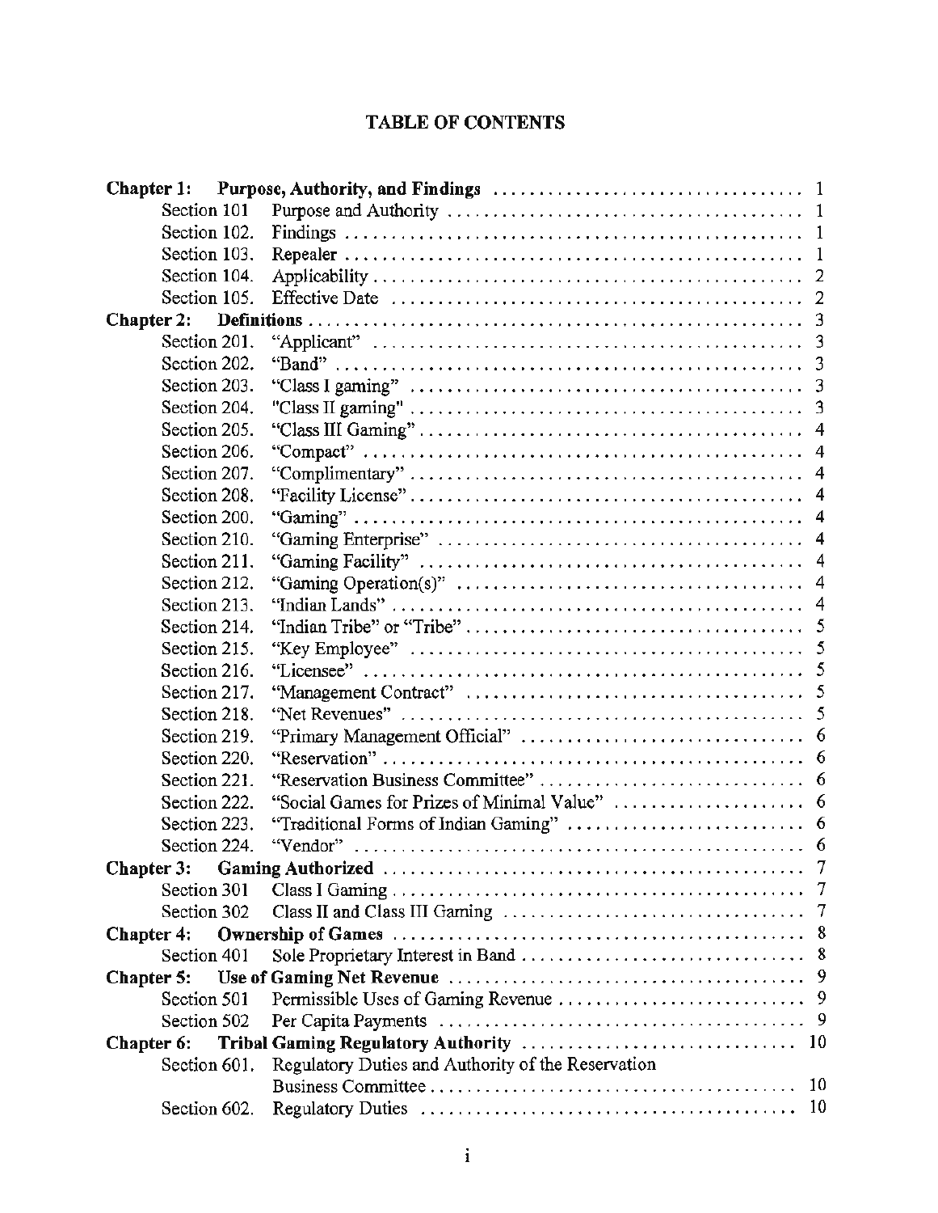# TABLE OF CONTENTS

| | | |
|---|---|---|
| **Chapter 1:** | **Purpose, Authority, and Findings** | 1 |
| Section 101 | Purpose and Authority | 1 |
| Section 102. | Findings | 1 |
| Section 103. | Repealer | 1 |
| Section 104. | Applicability | 2 |
| Section 105. | Effective Date | 2 |
| **Chapter 2:** | **Definitions** | 3 |
| Section 201. | "Applicant" | 3 |
| Section 202. | "Band" | 3 |
| Section 203. | "Class I gaming" | 3 |
| Section 204. | "Class II gaming" | 3 |
| Section 205. | "Class III Gaming" | 4 |
| Section 206. | "Compact" | 4 |
| Section 207. | "Complimentary" | 4 |
| Section 208. | "Facility License" | 4 |
| Section 200. | "Gaming" | 4 |
| Section 210. | "Gaming Enterprise" | 4 |
| Section 211. | "Gaming Facility" | 4 |
| Section 212. | "Gaming Operation(s)" | 4 |
| Section 213. | "Indian Lands" | 4 |
| Section 214. | "Indian Tribe" or "Tribe" | 5 |
| Section 215. | "Key Employee" | 5 |
| Section 216. | "Licensee" | 5 |
| Section 217. | "Management Contract" | 5 |
| Section 218. | "Net Revenues" | 5 |
| Section 219. | "Primary Management Official" | 6 |
| Section 220. | "Reservation" | 6 |
| Section 221. | "Reservation Business Committee" | 6 |
| Section 222. | "Social Games for Prizes of Minimal Value" | 6 |
| Section 223. | "Traditional Forms of Indian Gaming" | 6 |
| Section 224. | "Vendor" | 6 |
| **Chapter 3:** | **Gaming Authorized** | 7 |
| Section 301 | Class I Gaming | 7 |
| Section 302 | Class II and Class III Gaming | 7 |
| **Chapter 4:** | **Ownership of Games** | 8 |
| Section 401 | Sole Proprietary Interest in Band | 8 |
| **Chapter 5:** | **Use of Gaming Net Revenue** | 9 |
| Section 501 | Permissible Uses of Gaming Revenue | 9 |
| Section 502 | Per Capita Payments | 9 |
| **Chapter 6:** | **Tribal Gaming Regulatory Authority** | 10 |
| Section 601. | Regulatory Duties and Authority of the Reservation Business Committee | 10 |
| Section 602. | Regulatory Duties | 10 |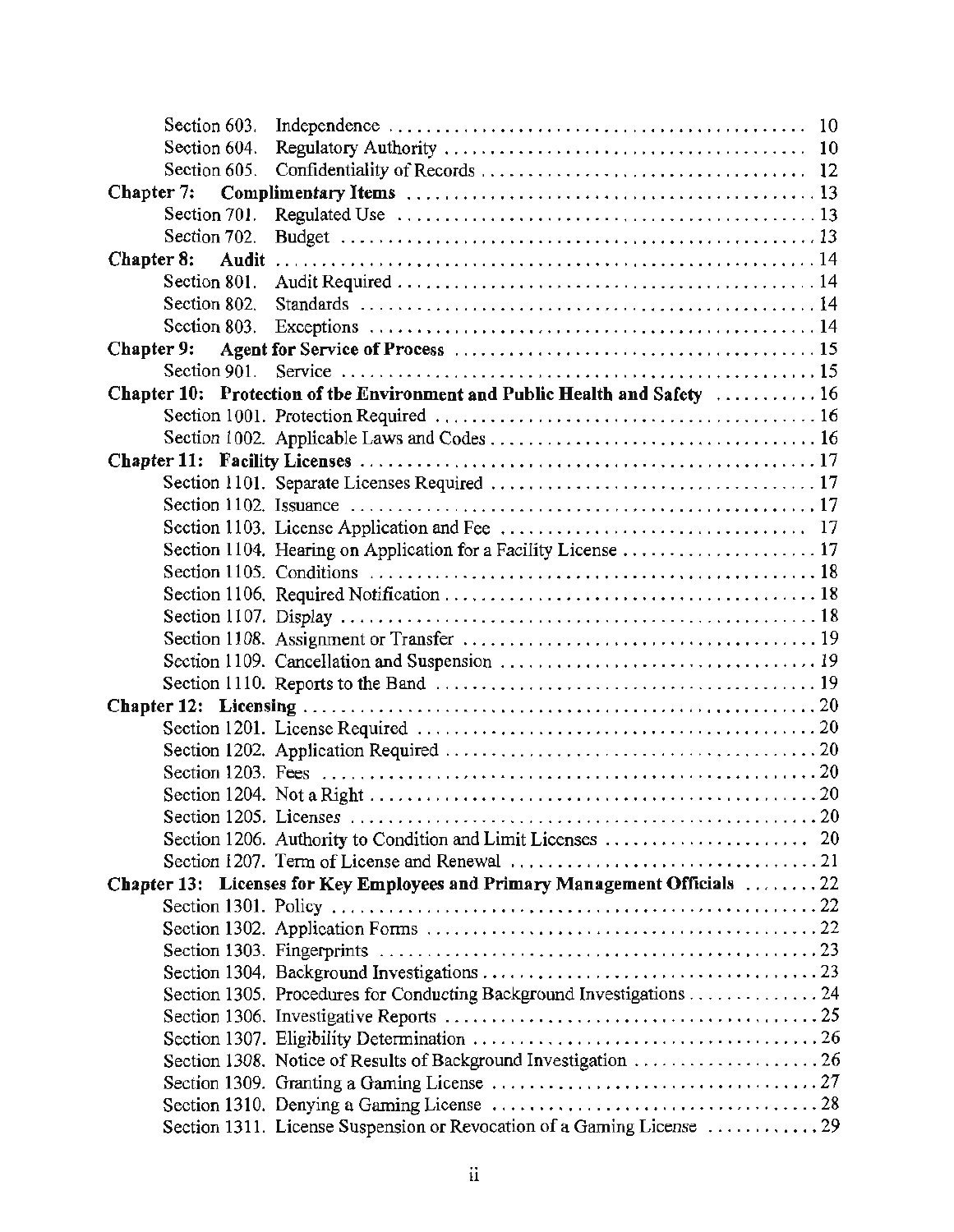Section 603. Independence .......... 10
Section 604. Regulatory Authority .......... 10
Section 605. Confidentiality of Records .......... 12

**Chapter 7: Complimentary Items** .......... 13
Section 701. Regulated Use .......... 13
Section 702. Budget .......... 13

**Chapter 8: Audit** .......... 14
Section 801. Audit Required .......... 14
Section 802. Standards .......... 14
Section 803. Exceptions .......... 14

**Chapter 9: Agent for Service of Process** .......... 15
Section 901. Service .......... 15

**Chapter 10: Protection of the Environment and Public Health and Safety** .......... 16
Section 1001. Protection Required .......... 16
Section 1002. Applicable Laws and Codes .......... 16

**Chapter 11: Facility Licenses** .......... 17
Section 1101. Separate Licenses Required .......... 17
Section 1102. Issuance .......... 17
Section 1103. License Application and Fee .......... 17
Section 1104. Hearing on Application for a Facility License .......... 17
Section 1105. Conditions .......... 18
Section 1106. Required Notification .......... 18
Section 1107. Display .......... 18
Section 1108. Assignment or Transfer .......... 19
Section 1109. Cancellation and Suspension .......... 19
Section 1110. Reports to the Band .......... 19

**Chapter 12: Licensing** .......... 20
Section 1201. License Required .......... 20
Section 1202. Application Required .......... 20
Section 1203. Fees .......... 20
Section 1204. Not a Right .......... 20
Section 1205. Licenses .......... 20
Section 1206. Authority to Condition and Limit Licenses .......... 20
Section 1207. Term of License and Renewal .......... 21

**Chapter 13: Licenses for Key Employees and Primary Management Officials** .......... 22
Section 1301. Policy .......... 22
Section 1302. Application Forms .......... 22
Section 1303. Fingerprints .......... 23
Section 1304. Background Investigations .......... 23
Section 1305. Procedures for Conducting Background Investigations .......... 24
Section 1306. Investigative Reports .......... 25
Section 1307. Eligibility Determination .......... 26
Section 1308. Notice of Results of Background Investigation .......... 26
Section 1309. Granting a Gaming License .......... 27
Section 1310. Denying a Gaming License .......... 28
Section 1311. License Suspension or Revocation of a Gaming License .......... 29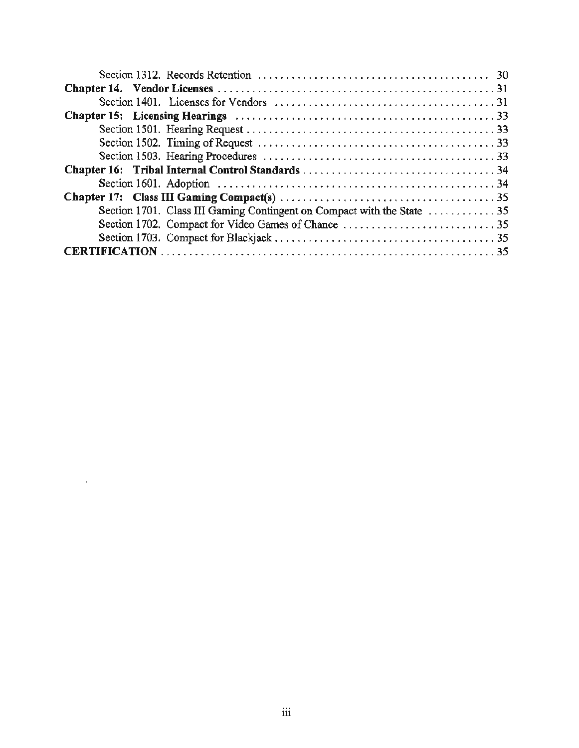Section 1312. Records Retention ........................................ 30

**Chapter 14. Vendor Licenses** ................................................ 31

Section 1401. Licenses for Vendors ........................................ 31

**Chapter 15: Licensing Hearings** ............................................ 33

Section 1501. Hearing Request .............................................. 33

Section 1502. Timing of Request ........................................... 33

Section 1503. Hearing Procedures ......................................... 33

**Chapter 16: Tribal Internal Control Standards** ............................ 34

Section 1601. Adoption ..................................................... 34

**Chapter 17: Class III Gaming Compact(s)** .................................. 35

Section 1701. Class III Gaming Contingent on Compact with the State ............ 35

Section 1702. Compact for Video Games of Chance ............................ 35

Section 1703. Compact for Blackjack ........................................ 35

**CERTIFICATION** ............................................................. 35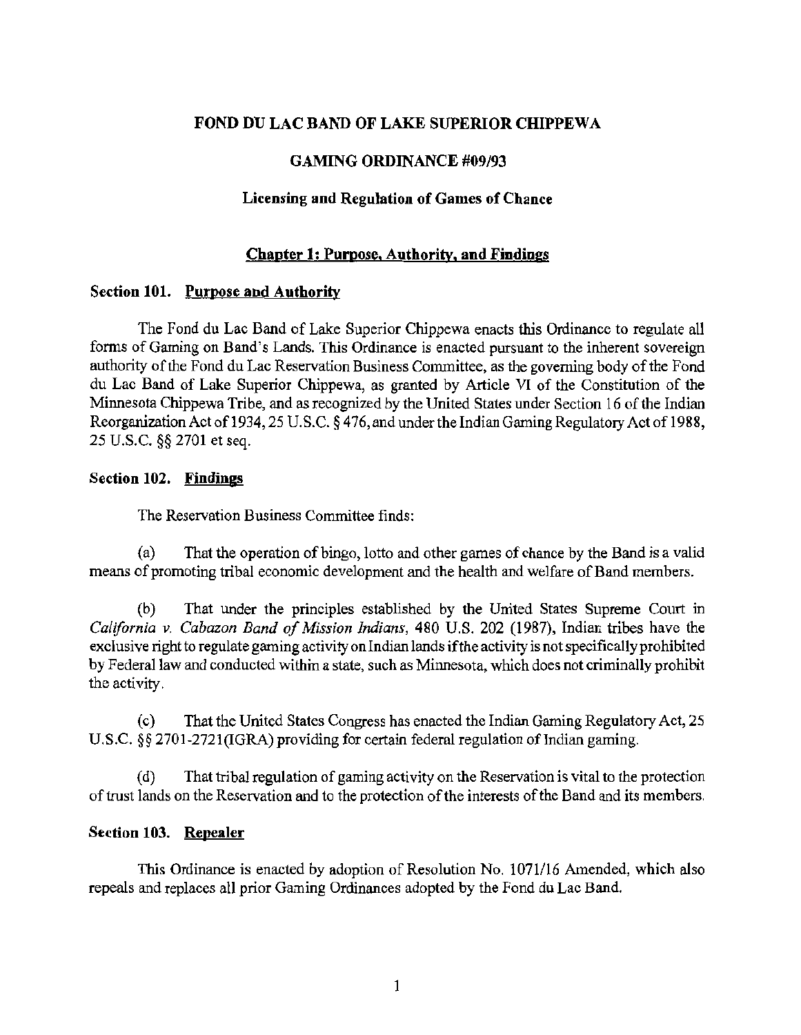# FOND DU LAC BAND OF LAKE SUPERIOR CHIPPEWA

## GAMING ORDINANCE #09/93

### Licensing and Regulation of Games of Chance

### Chapter 1: Purpose, Authority, and Findings

**Section 101. Purpose and Authority**

The Fond du Lac Band of Lake Superior Chippewa enacts this Ordinance to regulate all forms of Gaming on Band's Lands. This Ordinance is enacted pursuant to the inherent sovereign authority of the Fond du Lac Reservation Business Committee, as the governing body of the Fond du Lac Band of Lake Superior Chippewa, as granted by Article VI of the Constitution of the Minnesota Chippewa Tribe, and as recognized by the United States under Section 16 of the Indian Reorganization Act of 1934, 25 U.S.C. § 476, and under the Indian Gaming Regulatory Act of 1988, 25 U.S.C. §§ 2701 et seq.

**Section 102. Findings**

The Reservation Business Committee finds:

(a) That the operation of bingo, lotto and other games of chance by the Band is a valid means of promoting tribal economic development and the health and welfare of Band members.

(b) That under the principles established by the United States Supreme Court in *California v. Cabazon Band of Mission Indians*, 480 U.S. 202 (1987), Indian tribes have the exclusive right to regulate gaming activity on Indian lands if the activity is not specifically prohibited by Federal law and conducted within a state, such as Minnesota, which does not criminally prohibit the activity.

(c) That the United States Congress has enacted the Indian Gaming Regulatory Act, 25 U.S.C. §§ 2701-2721(IGRA) providing for certain federal regulation of Indian gaming.

(d) That tribal regulation of gaming activity on the Reservation is vital to the protection of trust lands on the Reservation and to the protection of the interests of the Band and its members.

**Section 103. Repealer**

This Ordinance is enacted by adoption of Resolution No. 1071/16 Amended, which also repeals and replaces all prior Gaming Ordinances adopted by the Fond du Lac Band.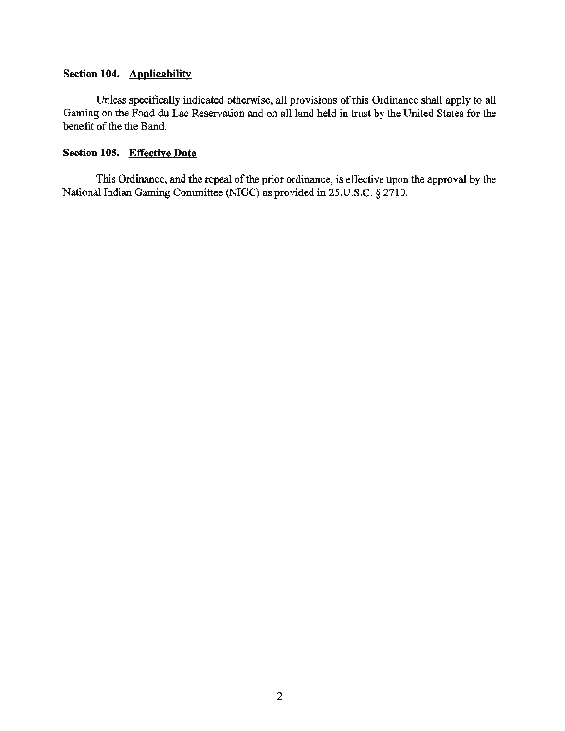### Section 104. <u>Applicability</u>

Unless specifically indicated otherwise, all provisions of this Ordinance shall apply to all Gaming on the Fond du Lac Reservation and on all land held in trust by the United States for the benefit of the the Band.

### Section 105. <u>Effective Date</u>

This Ordinance, and the repeal of the prior ordinance, is effective upon the approval by the National Indian Gaming Committee (NIGC) as provided in 25.U.S.C. § 2710.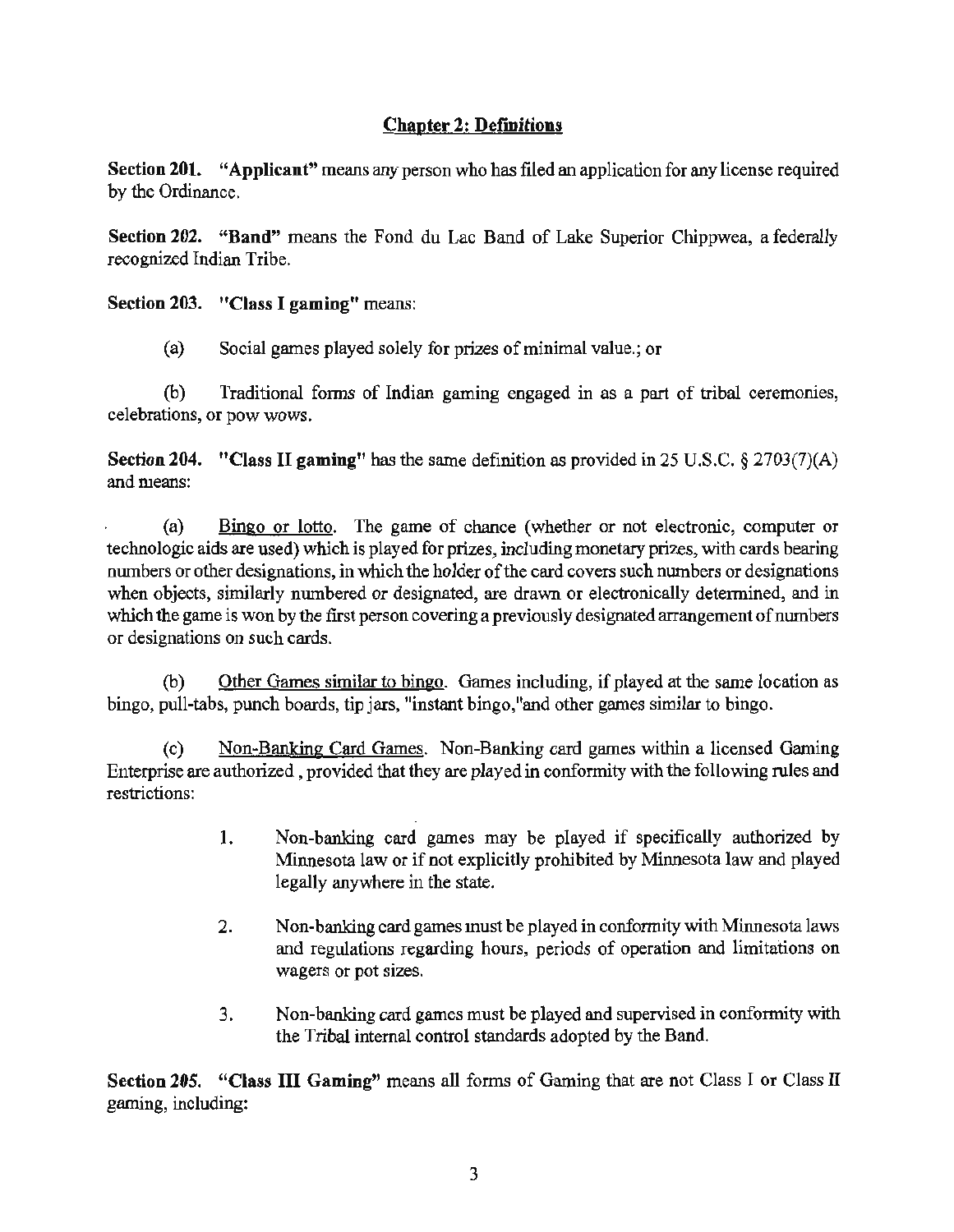## Chapter 2: Definitions

**Section 201. "Applicant"** means any person who has filed an application for any license required by the Ordinance.

**Section 202. "Band"** means the Fond du Lac Band of Lake Superior Chippwea, a federally recognized Indian Tribe.

**Section 203. "Class I gaming"** means:

(a) Social games played solely for prizes of minimal value.; or

(b) Traditional forms of Indian gaming engaged in as a part of tribal ceremonies, celebrations, or pow wows.

**Section 204. "Class II gaming"** has the same definition as provided in 25 U.S.C. § 2703(7)(A) and means:

(a) Bingo or lotto. The game of chance (whether or not electronic, computer or technologic aids are used) which is played for prizes, including monetary prizes, with cards bearing numbers or other designations, in which the holder of the card covers such numbers or designations when objects, similarly numbered or designated, are drawn or electronically determined, and in which the game is won by the first person covering a previously designated arrangement of numbers or designations on such cards.

(b) Other Games similar to bingo. Games including, if played at the same location as bingo, pull-tabs, punch boards, tip jars, "instant bingo,"and other games similar to bingo.

(c) Non-Banking Card Games. Non-Banking card games within a licensed Gaming Enterprise are authorized , provided that they are played in conformity with the following rules and restrictions:

1. Non-banking card games may be played if specifically authorized by Minnesota law or if not explicitly prohibited by Minnesota law and played legally anywhere in the state.

2. Non-banking card games must be played in conformity with Minnesota laws and regulations regarding hours, periods of operation and limitations on wagers or pot sizes.

3. Non-banking card games must be played and supervised in conformity with the Tribal internal control standards adopted by the Band.

**Section 205. "Class III Gaming"** means all forms of Gaming that are not Class I or Class II gaming, including: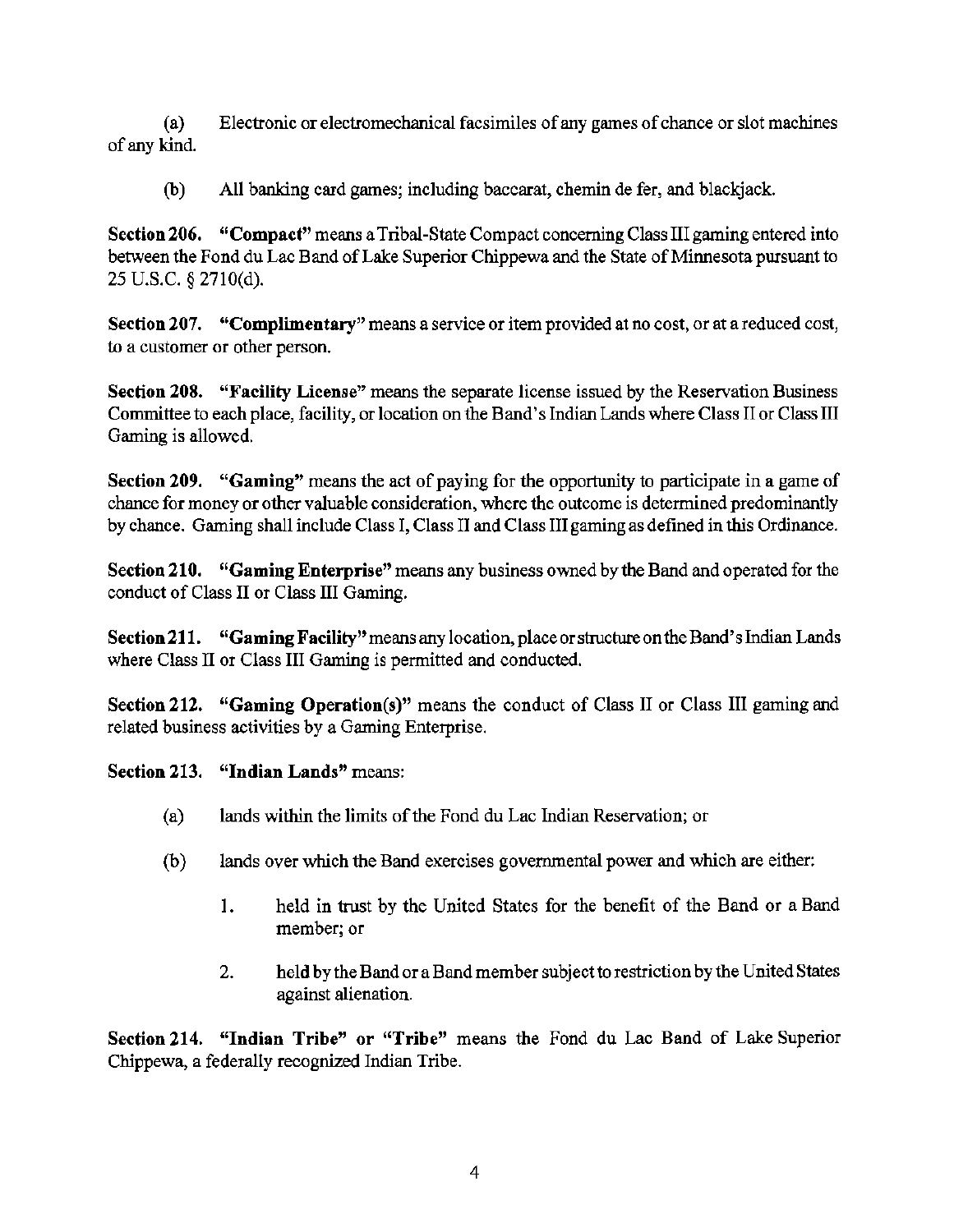(a) Electronic or electromechanical facsimiles of any games of chance or slot machines of any kind.

(b) All banking card games; including baccarat, chemin de fer, and blackjack.

**Section 206. "Compact"** means a Tribal-State Compact concerning Class III gaming entered into between the Fond du Lac Band of Lake Superior Chippewa and the State of Minnesota pursuant to 25 U.S.C. § 2710(d).

**Section 207. "Complimentary"** means a service or item provided at no cost, or at a reduced cost, to a customer or other person.

**Section 208. "Facility License"** means the separate license issued by the Reservation Business Committee to each place, facility, or location on the Band's Indian Lands where Class II or Class III Gaming is allowed.

**Section 209. "Gaming"** means the act of paying for the opportunity to participate in a game of chance for money or other valuable consideration, where the outcome is determined predominantly by chance. Gaming shall include Class I, Class II and Class III gaming as defined in this Ordinance.

**Section 210. "Gaming Enterprise"** means any business owned by the Band and operated for the conduct of Class II or Class III Gaming.

**Section 211. "Gaming Facility"** means any location, place or structure on the Band's Indian Lands where Class II or Class III Gaming is permitted and conducted.

**Section 212. "Gaming Operation(s)"** means the conduct of Class II or Class III gaming and related business activities by a Gaming Enterprise.

**Section 213. "Indian Lands"** means:

(a) lands within the limits of the Fond du Lac Indian Reservation; or

(b) lands over which the Band exercises governmental power and which are either:

1. held in trust by the United States for the benefit of the Band or a Band member; or

2. held by the Band or a Band member subject to restriction by the United States against alienation.

**Section 214. "Indian Tribe" or "Tribe"** means the Fond du Lac Band of Lake Superior Chippewa, a federally recognized Indian Tribe.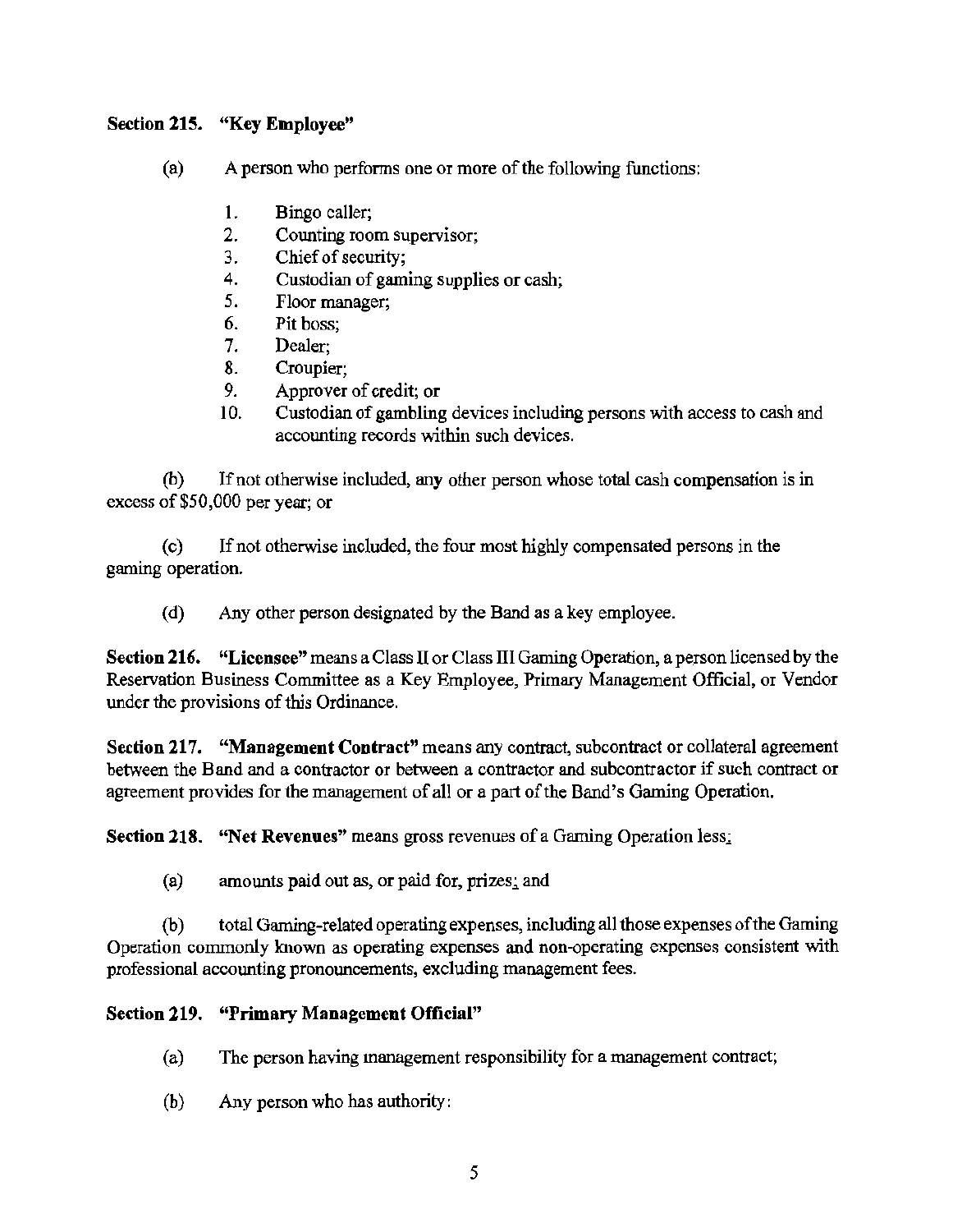**Section 215. "Key Employee"**

(a) A person who performs one or more of the following functions:

1. Bingo caller;
2. Counting room supervisor;
3. Chief of security;
4. Custodian of gaming supplies or cash;
5. Floor manager;
6. Pit boss;
7. Dealer;
8. Croupier;
9. Approver of credit; or
10. Custodian of gambling devices including persons with access to cash and accounting records within such devices.

(b) If not otherwise included, any other person whose total cash compensation is in excess of $50,000 per year; or

(c) If not otherwise included, the four most highly compensated persons in the gaming operation.

(d) Any other person designated by the Band as a key employee.

**Section 216. "Licensee"** means a Class II or Class III Gaming Operation, a person licensed by the Reservation Business Committee as a Key Employee, Primary Management Official, or Vendor under the provisions of this Ordinance.

**Section 217. "Management Contract"** means any contract, subcontract or collateral agreement between the Band and a contractor or between a contractor and subcontractor if such contract or agreement provides for the management of all or a part of the Band's Gaming Operation.

**Section 218. "Net Revenues"** means gross revenues of a Gaming Operation less:

(a) amounts paid out as, or paid for, prizes; and

(b) total Gaming-related operating expenses, including all those expenses of the Gaming Operation commonly known as operating expenses and non-operating expenses consistent with professional accounting pronouncements, excluding management fees.

**Section 219. "Primary Management Official"**

(a) The person having management responsibility for a management contract;

(b) Any person who has authority: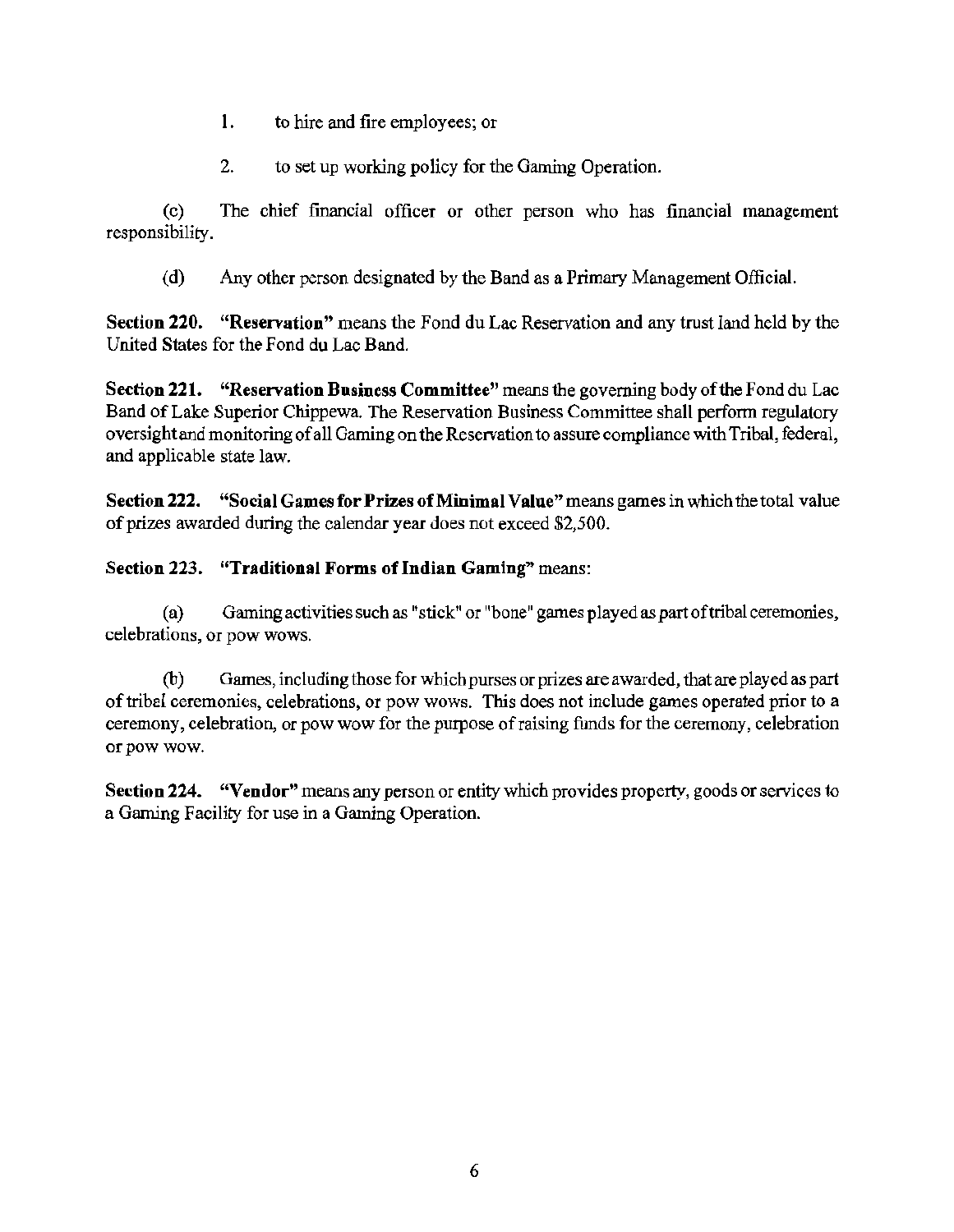1. to hire and fire employees; or

2. to set up working policy for the Gaming Operation.

(c) The chief financial officer or other person who has financial management responsibility.

(d) Any other person designated by the Band as a Primary Management Official.

**Section 220. "Reservation"** means the Fond du Lac Reservation and any trust land held by the United States for the Fond du Lac Band.

**Section 221. "Reservation Business Committee"** means the governing body of the Fond du Lac Band of Lake Superior Chippewa. The Reservation Business Committee shall perform regulatory oversight and monitoring of all Gaming on the Reservation to assure compliance with Tribal, federal, and applicable state law.

**Section 222. "Social Games for Prizes of Minimal Value"** means games in which the total value of prizes awarded during the calendar year does not exceed $2,500.

**Section 223. "Traditional Forms of Indian Gaming"** means:

(a) Gaming activities such as "stick" or "bone" games played as part of tribal ceremonies, celebrations, or pow wows.

(b) Games, including those for which purses or prizes are awarded, that are played as part of tribal ceremonies, celebrations, or pow wows. This does not include games operated prior to a ceremony, celebration, or pow wow for the purpose of raising funds for the ceremony, celebration or pow wow.

**Section 224. "Vendor"** means any person or entity which provides property, goods or services to a Gaming Facility for use in a Gaming Operation.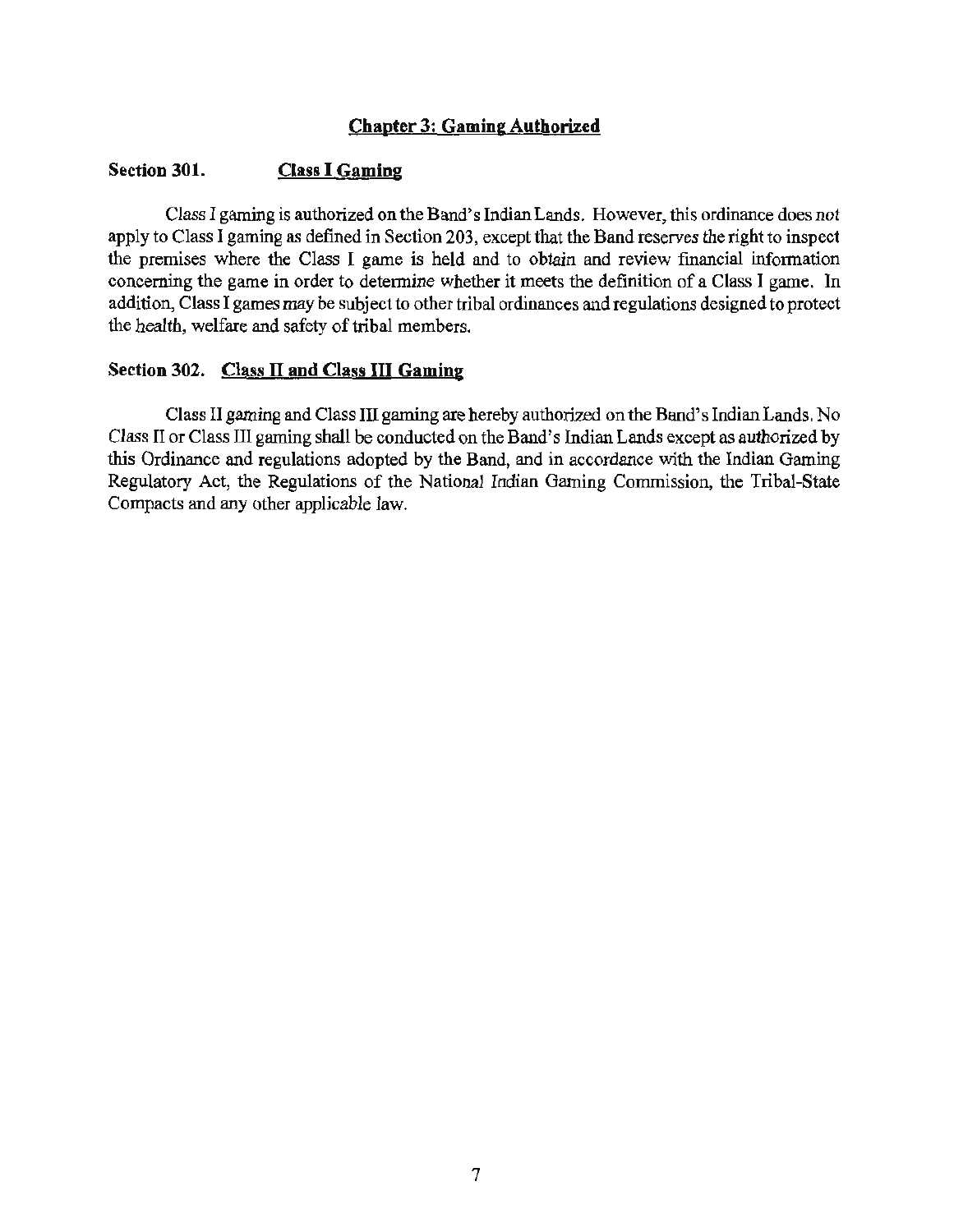## Chapter 3: Gaming Authorized

### Section 301. Class I Gaming

Class I gaming is authorized on the Band's Indian Lands. However, this ordinance does not apply to Class I gaming as defined in Section 203, except that the Band reserves the right to inspect the premises where the Class I game is held and to obtain and review financial information concerning the game in order to determine whether it meets the definition of a Class I game. In addition, Class I games may be subject to other tribal ordinances and regulations designed to protect the health, welfare and safety of tribal members.

### Section 302. Class II and Class III Gaming

Class II gaming and Class III gaming are hereby authorized on the Band's Indian Lands. No Class II or Class III gaming shall be conducted on the Band's Indian Lands except as authorized by this Ordinance and regulations adopted by the Band, and in accordance with the Indian Gaming Regulatory Act, the Regulations of the National Indian Gaming Commission, the Tribal-State Compacts and any other applicable law.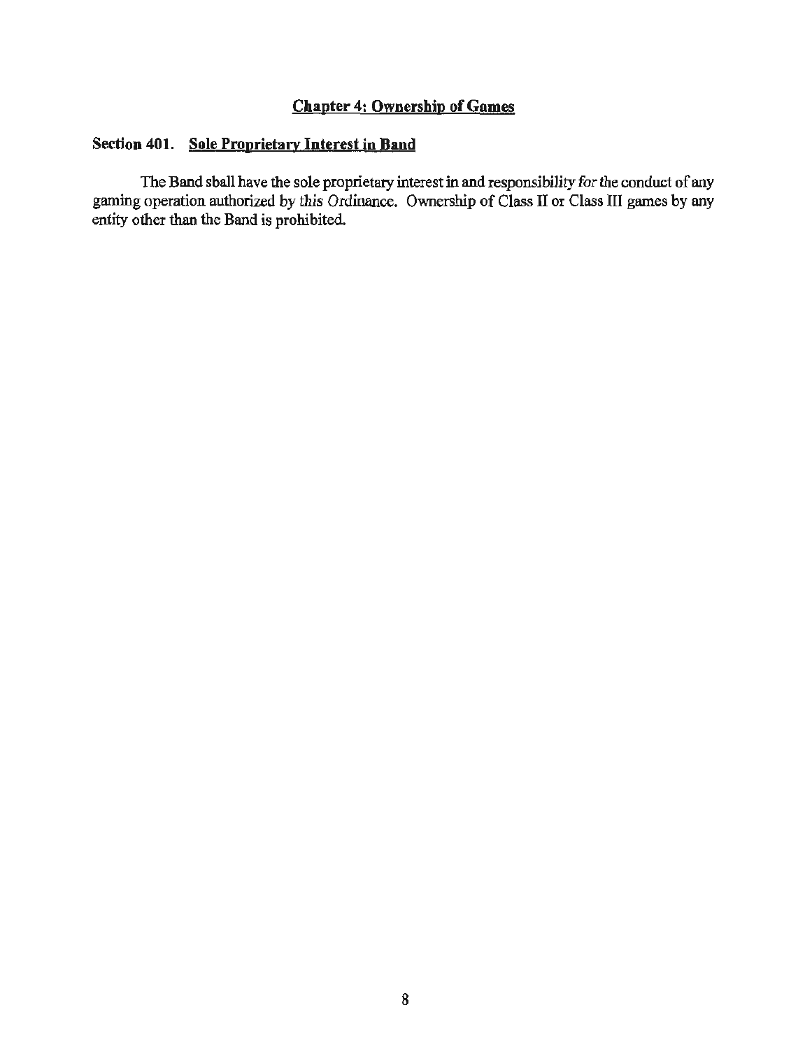## Chapter 4: Ownership of Games

### Section 401. Sole Proprietary Interest in Band

The Band sball have the sole proprietary interest in and responsibility for the conduct of any gaming operation authorized by this Ordinance. Ownership of Class II or Class III games by any entity other than the Band is prohibited.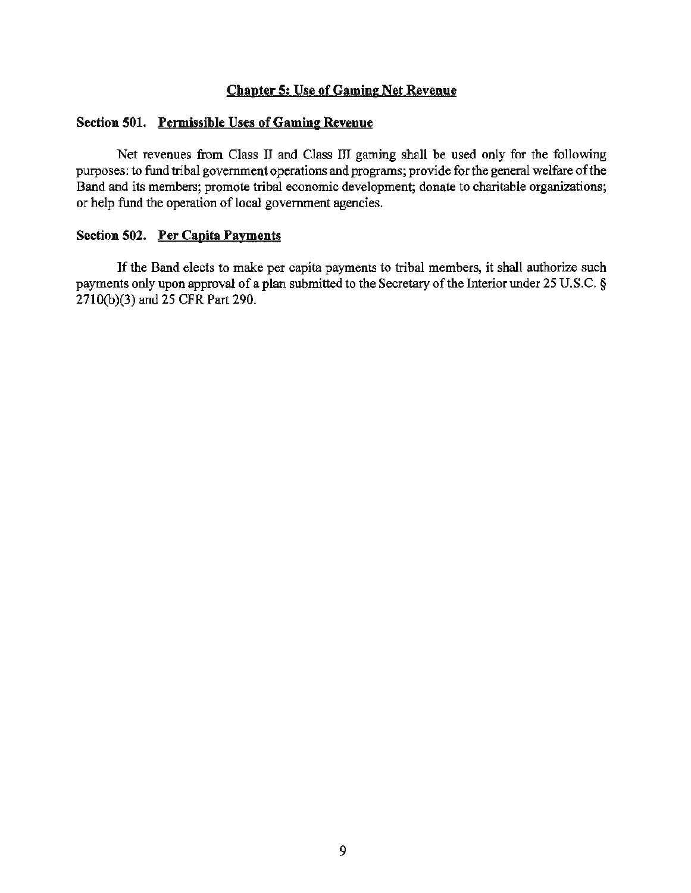## Chapter 5: Use of Gaming Net Revenue

### Section 501. Permissible Uses of Gaming Revenue

Net revenues from Class II and Class III gaming shall be used only for the following purposes: to fund tribal government operations and programs; provide for the general welfare of the Band and its members; promote tribal economic development; donate to charitable organizations; or help fund the operation of local government agencies.

### Section 502. Per Capita Payments

If the Band elects to make per capita payments to tribal members, it shall authorize such payments only upon approval of a plan submitted to the Secretary of the Interior under 25 U.S.C. § 2710(b)(3) and 25 CFR Part 290.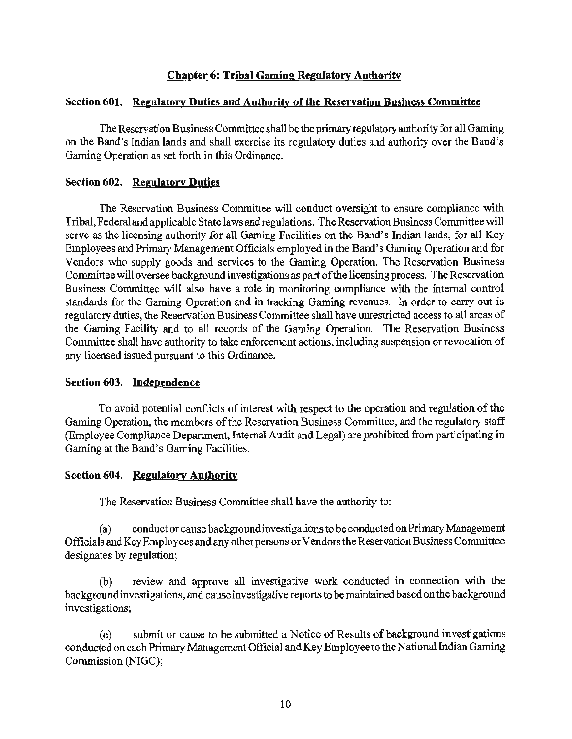## Chapter 6: Tribal Gaming Regulatory Authority

### Section 601. Regulatory Duties and Authority of the Reservation Business Committee

The Reservation Business Committee shall be the primary regulatory authority for all Gaming on the Band's Indian lands and shall exercise its regulatory duties and authority over the Band's Gaming Operation as set forth in this Ordinance.

### Section 602. Regulatory Duties

The Reservation Business Committee will conduct oversight to ensure compliance with Tribal, Federal and applicable State laws and regulations. The Reservation Business Committee will serve as the licensing authority for all Gaming Facilities on the Band's Indian lands, for all Key Employees and Primary Management Officials employed in the Band's Gaming Operation and for Vendors who supply goods and services to the Gaming Operation. The Reservation Business Committee will oversee background investigations as part of the licensing process. The Reservation Business Committee will also have a role in monitoring compliance with the internal control standards for the Gaming Operation and in tracking Gaming revenues. In order to carry out is regulatory duties, the Reservation Business Committee shall have unrestricted access to all areas of the Gaming Facility and to all records of the Gaming Operation. The Reservation Business Committee shall have authority to take enforcement actions, including suspension or revocation of any licensed issued pursuant to this Ordinance.

### Section 603. Independence

To avoid potential conflicts of interest with respect to the operation and regulation of the Gaming Operation, the members of the Reservation Business Committee, and the regulatory staff (Employee Compliance Department, Internal Audit and Legal) are prohibited from participating in Gaming at the Band's Gaming Facilities.

### Section 604. Regulatory Authority

The Reservation Business Committee shall have the authority to:

(a) conduct or cause background investigations to be conducted on Primary Management Officials and Key Employees and any other persons or Vendors the Reservation Business Committee designates by regulation;

(b) review and approve all investigative work conducted in connection with the background investigations, and cause investigative reports to be maintained based on the background investigations;

(c) submit or cause to be submitted a Notice of Results of background investigations conducted on each Primary Management Official and Key Employee to the National Indian Gaming Commission (NIGC);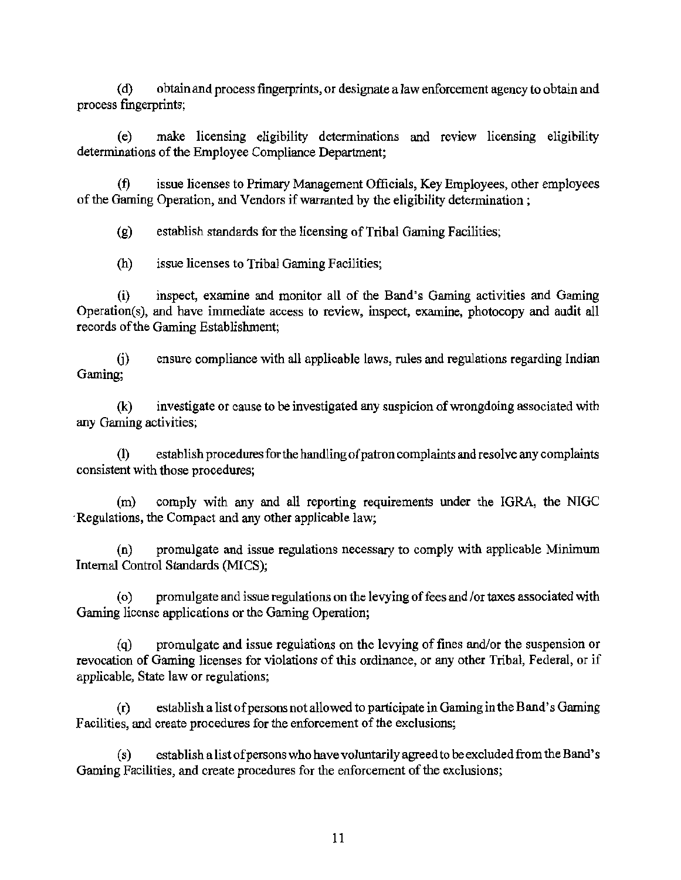(d) obtain and process fingerprints, or designate a law enforcement agency to obtain and process fingerprints;

(e) make licensing eligibility determinations and review licensing eligibility determinations of the Employee Compliance Department;

(f) issue licenses to Primary Management Officials, Key Employees, other employees of the Gaming Operation, and Vendors if warranted by the eligibility determination ;

(g) establish standards for the licensing of Tribal Gaming Facilities;

(h) issue licenses to Tribal Gaming Facilities;

(i) inspect, examine and monitor all of the Band's Gaming activities and Gaming Operation(s), and have immediate access to review, inspect, examine, photocopy and audit all records of the Gaming Establishment;

(j) ensure compliance with all applicable laws, rules and regulations regarding Indian Gaming;

(k) investigate or cause to be investigated any suspicion of wrongdoing associated with any Gaming activities;

(l) establish procedures for the handling of patron complaints and resolve any complaints consistent with those procedures;

(m) comply with any and all reporting requirements under the IGRA, the NIGC Regulations, the Compact and any other applicable law;

(n) promulgate and issue regulations necessary to comply with applicable Minimum Internal Control Standards (MICS);

(o) promulgate and issue regulations on the levying of fees and /or taxes associated with Gaming license applications or the Gaming Operation;

(q) promulgate and issue regulations on the levying of fines and/or the suspension or revocation of Gaming licenses for violations of this ordinance, or any other Tribal, Federal, or if applicable, State law or regulations;

(r) establish a list of persons not allowed to participate in Gaming in the Band's Gaming Facilities, and create procedures for the enforcement of the exclusions;

(s) establish a list of persons who have voluntarily agreed to be excluded from the Band's Gaming Facilities, and create procedures for the enforcement of the exclusions;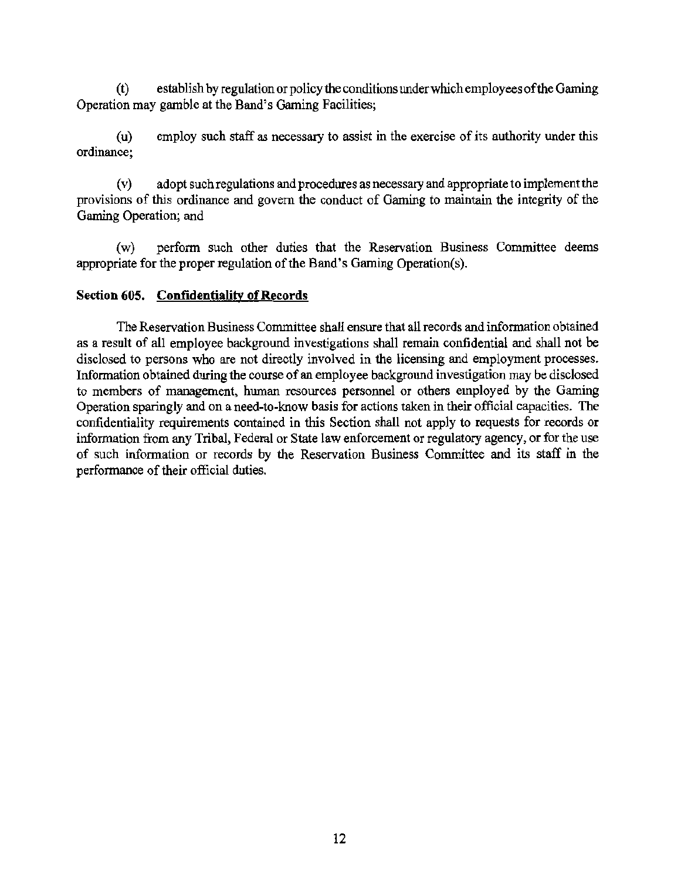(t) establish by regulation or policy the conditions under which employees of the Gaming Operation may gamble at the Band's Gaming Facilities;

(u) employ such staff as necessary to assist in the exercise of its authority under this ordinance;

(v) adopt such regulations and procedures as necessary and appropriate to implement the provisions of this ordinance and govern the conduct of Gaming to maintain the integrity of the Gaming Operation; and

(w) perform such other duties that the Reservation Business Committee deems appropriate for the proper regulation of the Band's Gaming Operation(s).

**Section 605. Confidentiality of Records**

The Reservation Business Committee shall ensure that all records and information obtained as a result of all employee background investigations shall remain confidential and shall not be disclosed to persons who are not directly involved in the licensing and employment processes. Information obtained during the course of an employee background investigation may be disclosed to members of management, human resources personnel or others employed by the Gaming Operation sparingly and on a need-to-know basis for actions taken in their official capacities. The confidentiality requirements contained in this Section shall not apply to requests for records or information from any Tribal, Federal or State law enforcement or regulatory agency, or for the use of such information or records by the Reservation Business Committee and its staff in the performance of their official duties.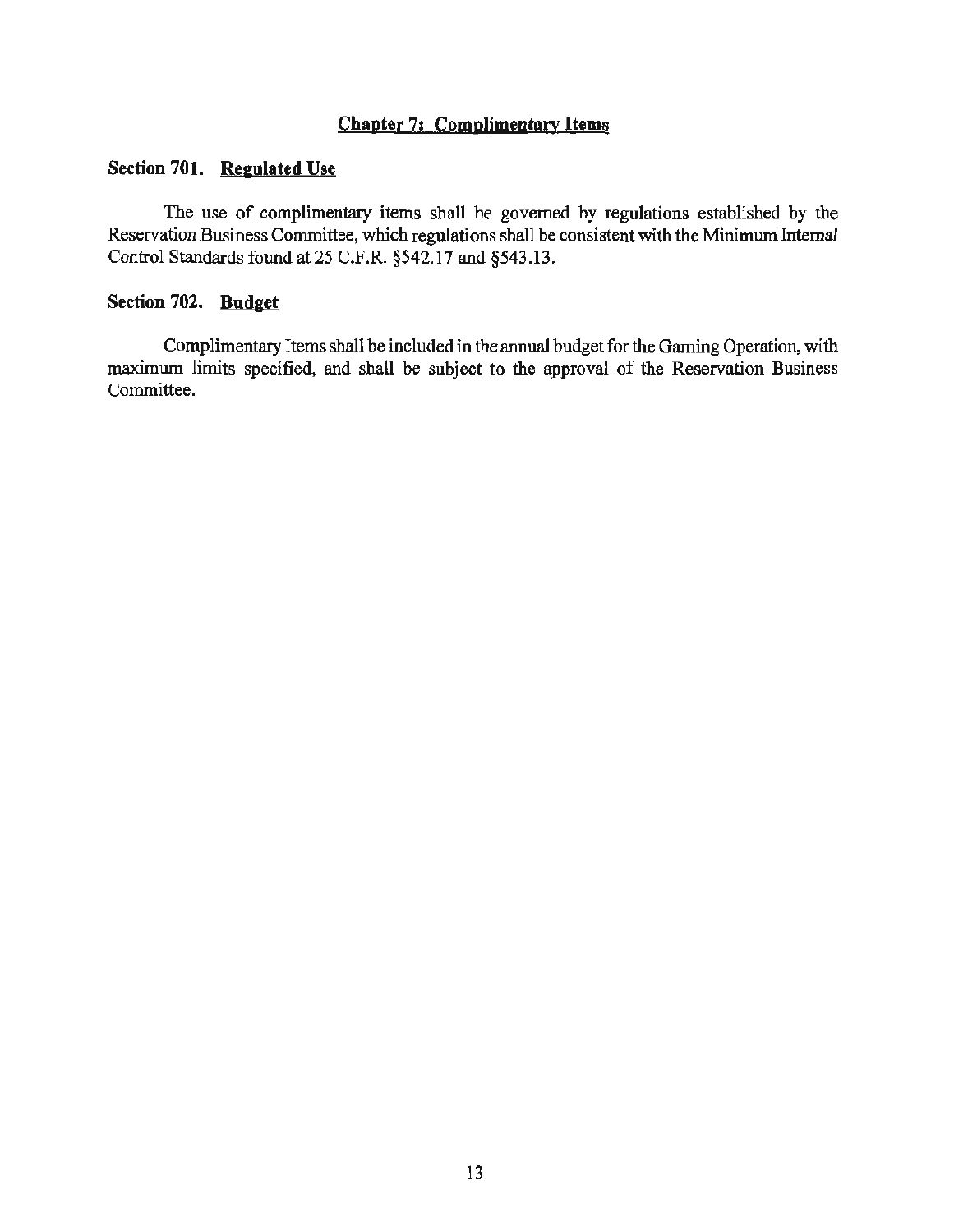## Chapter 7: Complimentary Items

### Section 701. Regulated Use

The use of complimentary items shall be governed by regulations established by the Reservation Business Committee, which regulations shall be consistent with the Minimum Internal Control Standards found at 25 C.F.R. §542.17 and §543.13.

### Section 702. Budget

Complimentary Items shall be included in the annual budget for the Gaming Operation, with maximum limits specified, and shall be subject to the approval of the Reservation Business Committee.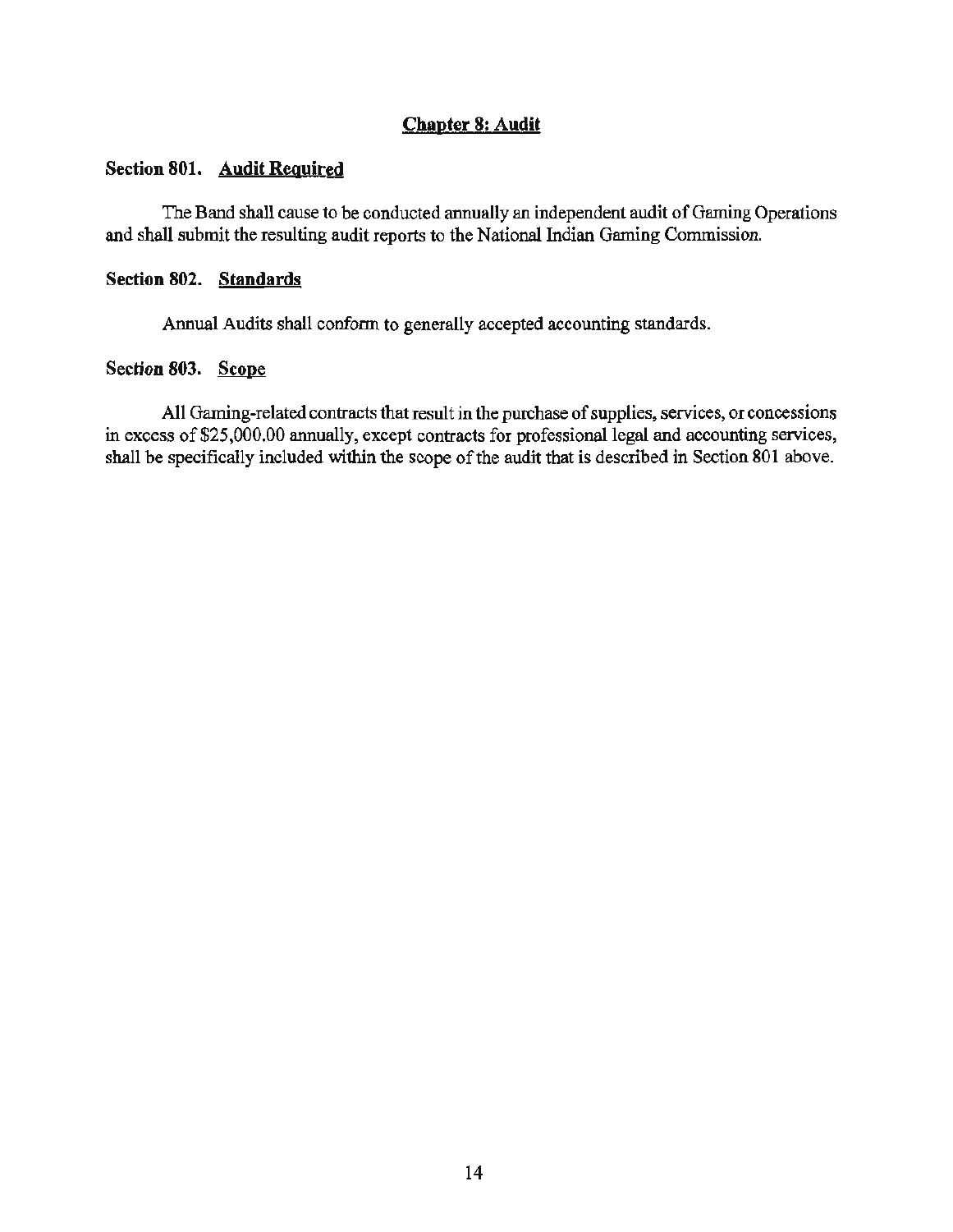## Chapter 8: Audit

### Section 801. Audit Required

The Band shall cause to be conducted annually an independent audit of Gaming Operations and shall submit the resulting audit reports to the National Indian Gaming Commission.

### Section 802. Standards

Annual Audits shall conform to generally accepted accounting standards.

### Section 803. Scope

All Gaming-related contracts that result in the purchase of supplies, services, or concessions in excess of $25,000.00 annually, except contracts for professional legal and accounting services, shall be specifically included within the scope of the audit that is described in Section 801 above.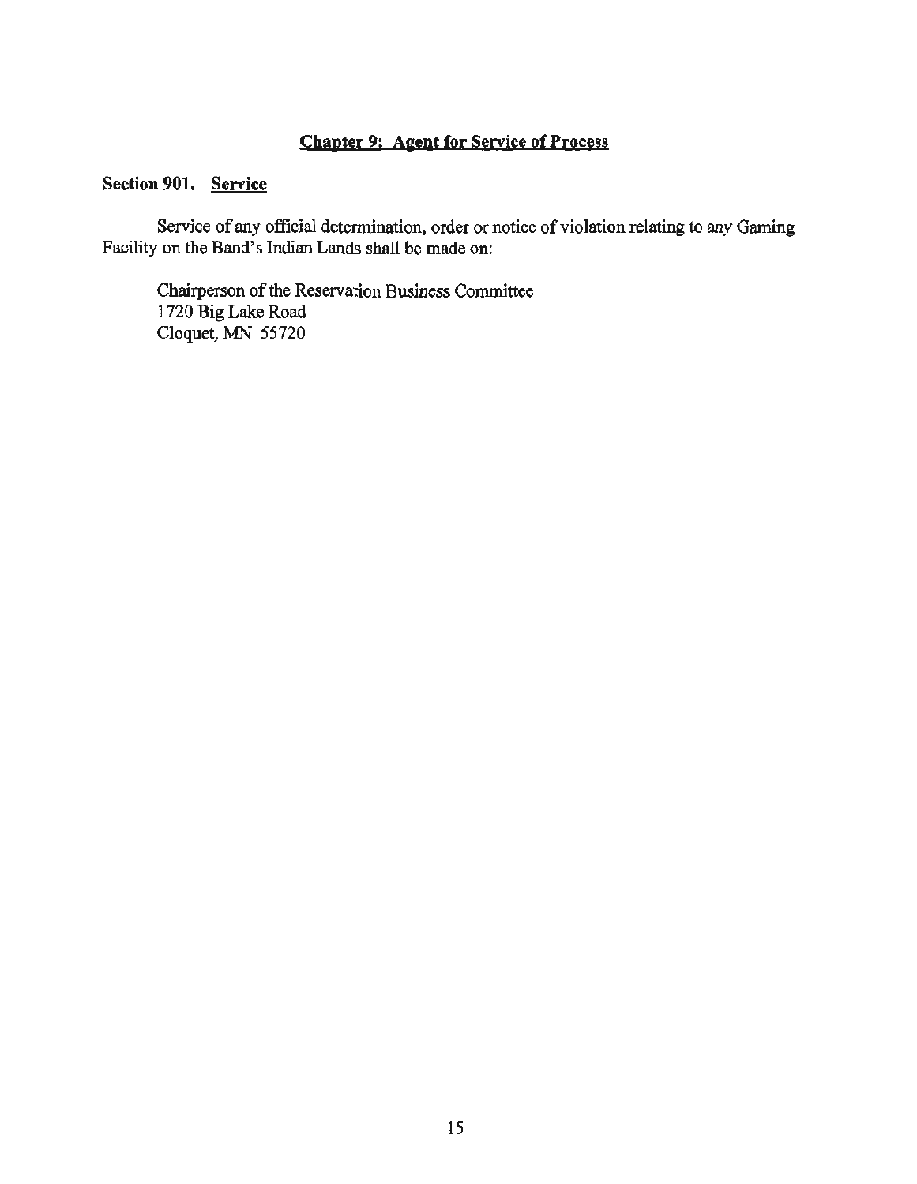## Chapter 9: Agent for Service of Process

### Section 901. Service

Service of any official determination, order or notice of violation relating to any Gaming Facility on the Band's Indian Lands shall be made on:

Chairperson of the Reservation Business Committee
1720 Big Lake Road
Cloquet, MN 55720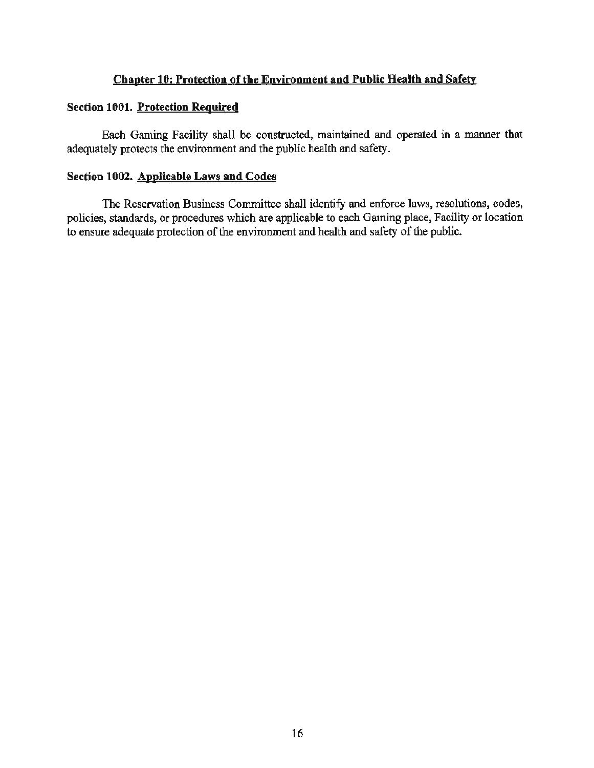## Chapter 10: Protection of the Environment and Public Health and Safety

### Section 1001. Protection Required

Each Gaming Facility shall be constructed, maintained and operated in a manner that adequately protects the environment and the public health and safety.

### Section 1002. Applicable Laws and Codes

The Reservation Business Committee shall identify and enforce laws, resolutions, codes, policies, standards, or procedures which are applicable to each Gaming place, Facility or location to ensure adequate protection of the environment and health and safety of the public.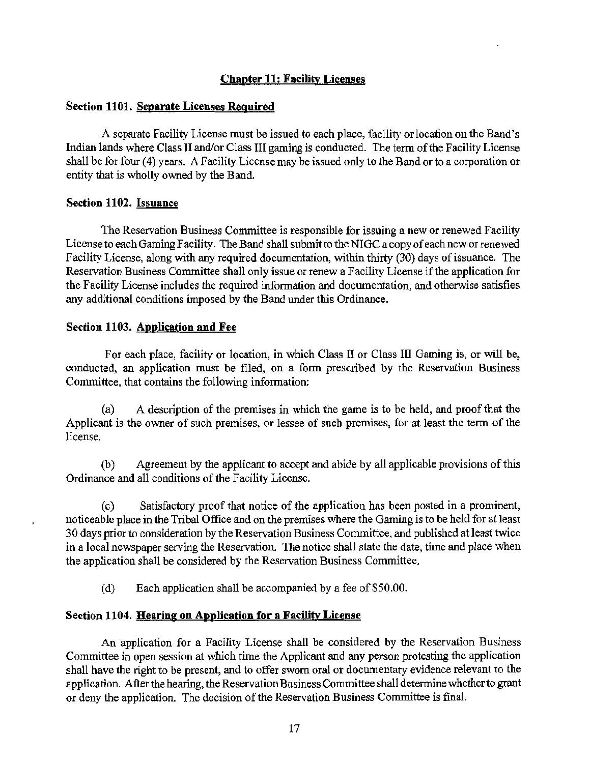## Chapter 11: Facility Licenses

### Section 1101. Separate Licenses Required

A separate Facility License must be issued to each place, facility or location on the Band's Indian lands where Class II and/or Class III gaming is conducted. The term of the Facility License shall be for four (4) years. A Facility License may be issued only to the Band or to a corporation or entity that is wholly owned by the Band.

### Section 1102. Issuance

The Reservation Business Committee is responsible for issuing a new or renewed Facility License to each Gaming Facility. The Band shall submit to the NIGC a copy of each new or renewed Facility License, along with any required documentation, within thirty (30) days of issuance. The Reservation Business Committee shall only issue or renew a Facility License if the application for the Facility License includes the required information and documentation, and otherwise satisfies any additional conditions imposed by the Band under this Ordinance.

### Section 1103. Application and Fee

For each place, facility or location, in which Class II or Class III Gaming is, or will be, conducted, an application must be filed, on a form prescribed by the Reservation Business Committee, that contains the following information:

(a) A description of the premises in which the game is to be held, and proof that the Applicant is the owner of such premises, or lessee of such premises, for at least the term of the license.

(b) Agreement by the applicant to accept and abide by all applicable provisions of this Ordinance and all conditions of the Facility License.

(c) Satisfactory proof that notice of the application has been posted in a prominent, noticeable place in the Tribal Office and on the premises where the Gaming is to be held for at least 30 days prior to consideration by the Reservation Business Committee, and published at least twice in a local newspaper serving the Reservation. The notice shall state the date, time and place when the application shall be considered by the Reservation Business Committee.

(d) Each application shall be accompanied by a fee of $50.00.

### Section 1104. Hearing on Application for a Facility License

An application for a Facility License shall be considered by the Reservation Business Committee in open session at which time the Applicant and any person protesting the application shall have the right to be present, and to offer sworn oral or documentary evidence relevant to the application. After the hearing, the Reservation Business Committee shall determine whether to grant or deny the application. The decision of the Reservation Business Committee is final.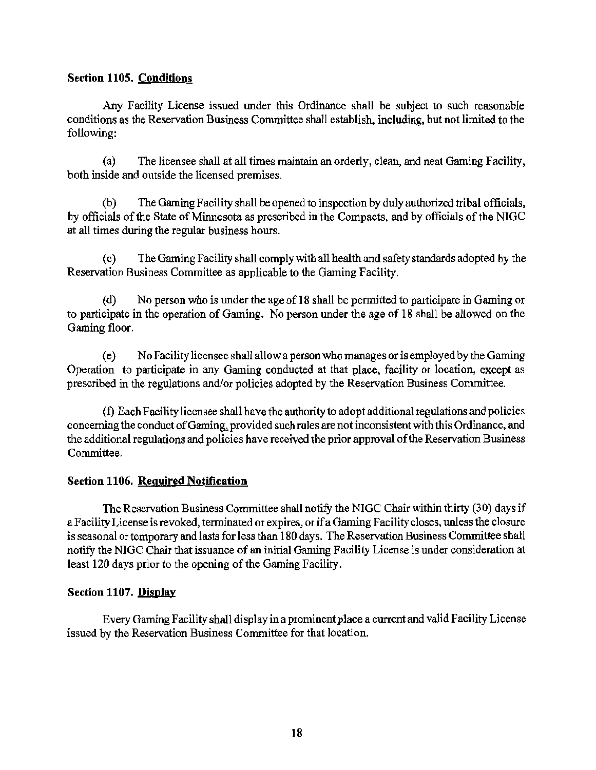**Section 1105. Conditions**

Any Facility License issued under this Ordinance shall be subject to such reasonable conditions as the Reservation Business Committee shall establish, including, but not limited to the following:

(a) The licensee shall at all times maintain an orderly, clean, and neat Gaming Facility, both inside and outside the licensed premises.

(b) The Gaming Facility shall be opened to inspection by duly authorized tribal officials, by officials of the State of Minnesota as prescribed in the Compacts, and by officials of the NIGC at all times during the regular business hours.

(c) The Gaming Facility shall comply with all health and safety standards adopted by the Reservation Business Committee as applicable to the Gaming Facility.

(d) No person who is under the age of 18 shall be permitted to participate in Gaming or to participate in the operation of Gaming. No person under the age of 18 shall be allowed on the Gaming floor.

(e) No Facility licensee shall allow a person who manages or is employed by the Gaming Operation to participate in any Gaming conducted at that place, facility or location, except as prescribed in the regulations and/or policies adopted by the Reservation Business Committee.

(f) Each Facility licensee shall have the authority to adopt additional regulations and policies concerning the conduct of Gaming, provided such rules are not inconsistent with this Ordinance, and the additional regulations and policies have received the prior approval of the Reservation Business Committee.

**Section 1106. Required Notification**

The Reservation Business Committee shall notify the NIGC Chair within thirty (30) days if a Facility License is revoked, terminated or expires, or if a Gaming Facility closes, unless the closure is seasonal or temporary and lasts for less than 180 days. The Reservation Business Committee shall notify the NIGC Chair that issuance of an initial Gaming Facility License is under consideration at least 120 days prior to the opening of the Gaming Facility.

**Section 1107. Display**

Every Gaming Facility shall display in a prominent place a current and valid Facility License issued by the Reservation Business Committee for that location.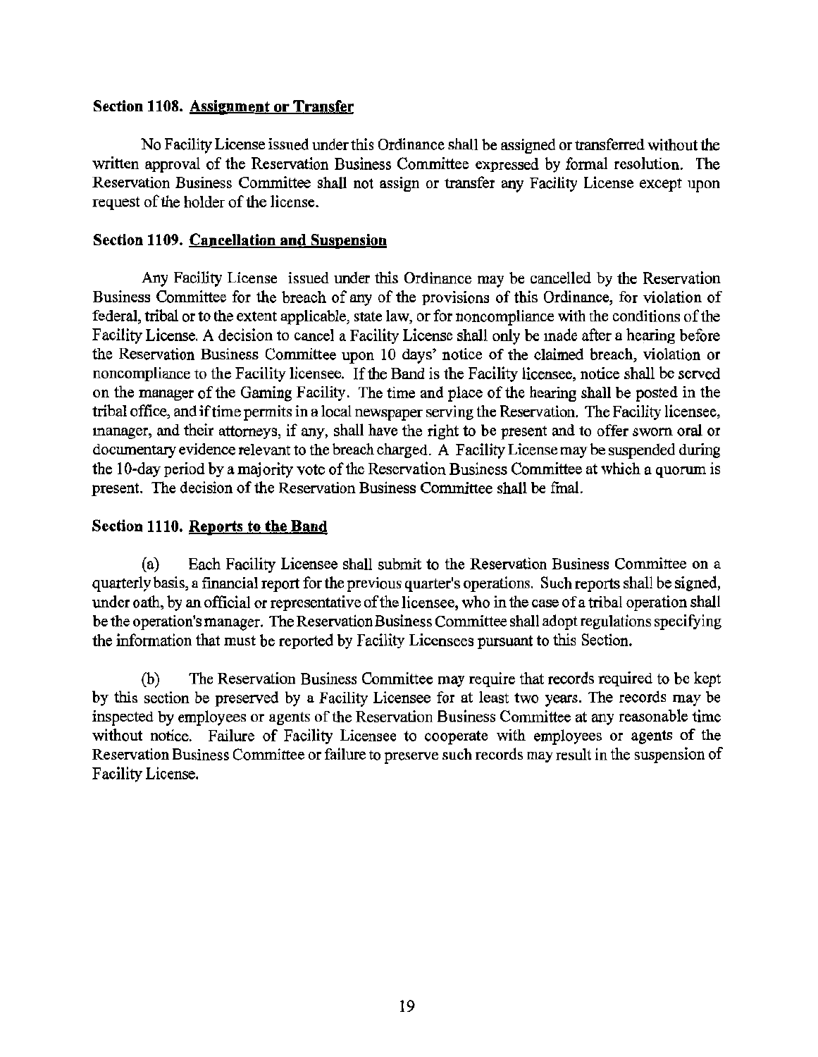**Section 1108. Assignment or Transfer**

No Facility License issued under this Ordinance shall be assigned or transferred without the written approval of the Reservation Business Committee expressed by formal resolution. The Reservation Business Committee shall not assign or transfer any Facility License except upon request of the holder of the license.

**Section 1109. Cancellation and Suspension**

Any Facility License issued under this Ordinance may be cancelled by the Reservation Business Committee for the breach of any of the provisions of this Ordinance, for violation of federal, tribal or to the extent applicable, state law, or for noncompliance with the conditions of the Facility License. A decision to cancel a Facility License shall only be made after a hearing before the Reservation Business Committee upon 10 days' notice of the claimed breach, violation or noncompliance to the Facility licensee. If the Band is the Facility licensee, notice shall be served on the manager of the Gaming Facility. The time and place of the hearing shall be posted in the tribal office, and if time permits in a local newspaper serving the Reservation. The Facility licensee, manager, and their attorneys, if any, shall have the right to be present and to offer sworn oral or documentary evidence relevant to the breach charged. A Facility License may be suspended during the 10-day period by a majority vote of the Reservation Business Committee at which a quorum is present. The decision of the Reservation Business Committee shall be final.

**Section 1110. Reports to the Band**

(a) Each Facility Licensee shall submit to the Reservation Business Committee on a quarterly basis, a financial report for the previous quarter's operations. Such reports shall be signed, under oath, by an official or representative of the licensee, who in the case of a tribal operation shall be the operation's manager. The Reservation Business Committee shall adopt regulations specifying the information that must be reported by Facility Licensees pursuant to this Section.

(b) The Reservation Business Committee may require that records required to be kept by this section be preserved by a Facility Licensee for at least two years. The records may be inspected by employees or agents of the Reservation Business Committee at any reasonable time without notice. Failure of Facility Licensee to cooperate with employees or agents of the Reservation Business Committee or failure to preserve such records may result in the suspension of Facility License.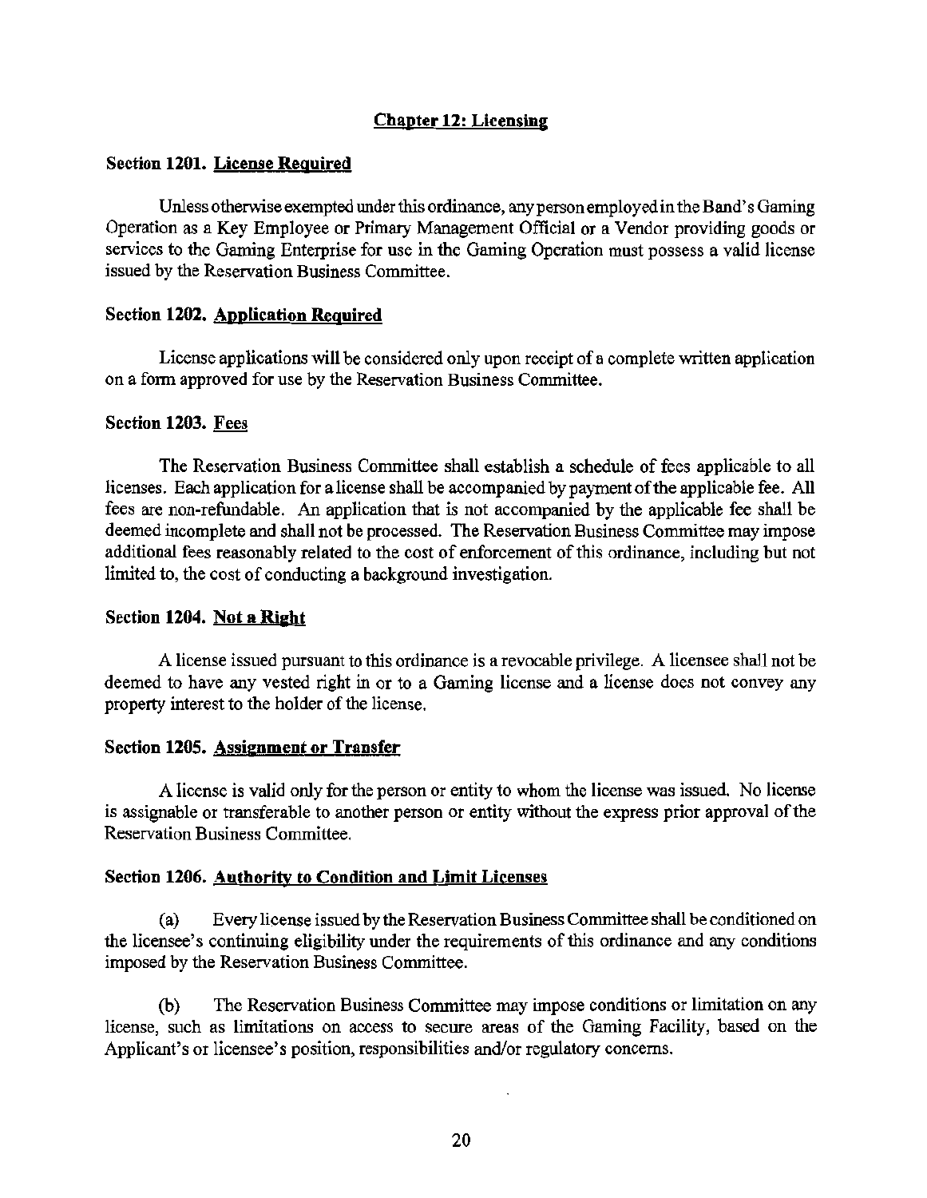## Chapter 12: Licensing

### Section 1201. License Required

Unless otherwise exempted under this ordinance, any person employed in the Band's Gaming Operation as a Key Employee or Primary Management Official or a Vendor providing goods or services to the Gaming Enterprise for use in the Gaming Operation must possess a valid license issued by the Reservation Business Committee.

### Section 1202. Application Required

License applications will be considered only upon receipt of a complete written application on a form approved for use by the Reservation Business Committee.

### Section 1203. Fees

The Reservation Business Committee shall establish a schedule of fees applicable to all licenses. Each application for a license shall be accompanied by payment of the applicable fee. All fees are non-refundable. An application that is not accompanied by the applicable fee shall be deemed incomplete and shall not be processed. The Reservation Business Committee may impose additional fees reasonably related to the cost of enforcement of this ordinance, including but not limited to, the cost of conducting a background investigation.

### Section 1204. Not a Right

A license issued pursuant to this ordinance is a revocable privilege. A licensee shall not be deemed to have any vested right in or to a Gaming license and a license does not convey any property interest to the holder of the license.

### Section 1205. Assignment or Transfer

A license is valid only for the person or entity to whom the license was issued. No license is assignable or transferable to another person or entity without the express prior approval of the Reservation Business Committee.

### Section 1206. Authority to Condition and Limit Licenses

(a) Every license issued by the Reservation Business Committee shall be conditioned on the licensee's continuing eligibility under the requirements of this ordinance and any conditions imposed by the Reservation Business Committee.

(b) The Reservation Business Committee may impose conditions or limitation on any license, such as limitations on access to secure areas of the Gaming Facility, based on the Applicant's or licensee's position, responsibilities and/or regulatory concerns.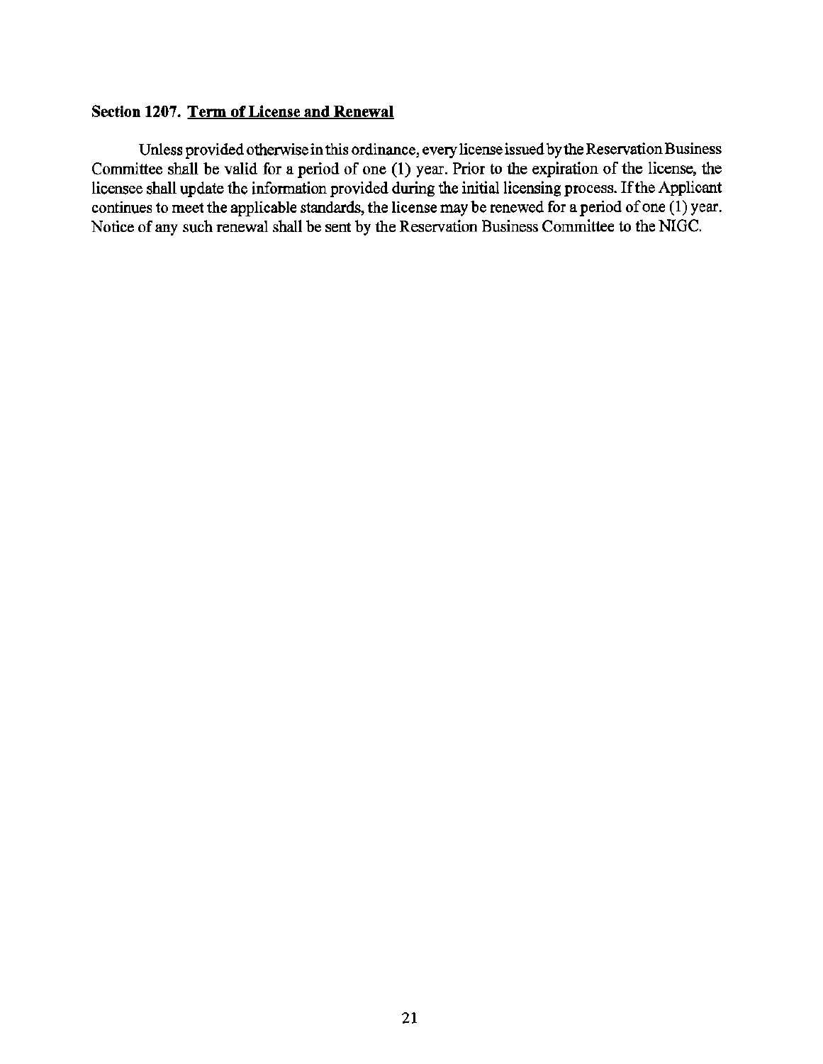**Section 1207. Term of License and Renewal**

Unless provided otherwise in this ordinance, every license issued by the Reservation Business Committee shall be valid for a period of one (1) year. Prior to the expiration of the license, the licensee shall update the information provided during the initial licensing process. If the Applicant continues to meet the applicable standards, the license may be renewed for a period of one (1) year. Notice of any such renewal shall be sent by the Reservation Business Committee to the NIGC.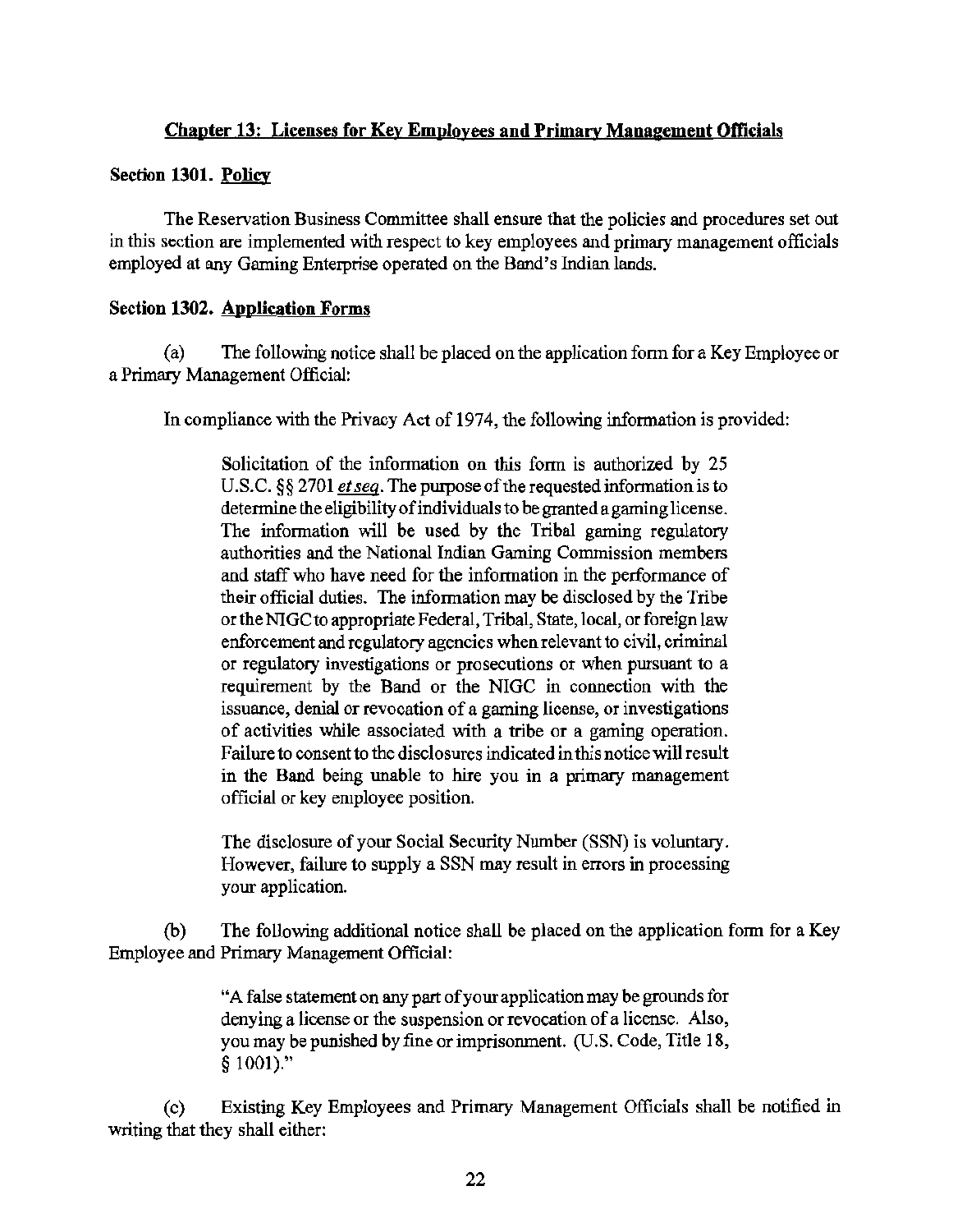## Chapter 13: Licenses for Key Employees and Primary Management Officials

**Section 1301. Policy**

The Reservation Business Committee shall ensure that the policies and procedures set out in this section are implemented with respect to key employees and primary management officials employed at any Gaming Enterprise operated on the Band's Indian lands.

**Section 1302. Application Forms**

(a) The following notice shall be placed on the application form for a Key Employee or a Primary Management Official:

In compliance with the Privacy Act of 1974, the following information is provided:

> Solicitation of the information on this form is authorized by 25 U.S.C. §§ 2701 *et seq.* The purpose of the requested information is to determine the eligibility of individuals to be granted a gaming license. The information will be used by the Tribal gaming regulatory authorities and the National Indian Gaming Commission members and staff who have need for the information in the performance of their official duties. The information may be disclosed by the Tribe or the NIGC to appropriate Federal, Tribal, State, local, or foreign law enforcement and regulatory agencies when relevant to civil, criminal or regulatory investigations or prosecutions or when pursuant to a requirement by the Band or the NIGC in connection with the issuance, denial or revocation of a gaming license, or investigations of activities while associated with a tribe or a gaming operation. Failure to consent to the disclosures indicated in this notice will result in the Band being unable to hire you in a primary management official or key employee position.
>
> The disclosure of your Social Security Number (SSN) is voluntary. However, failure to supply a SSN may result in errors in processing your application.

(b) The following additional notice shall be placed on the application form for a Key Employee and Primary Management Official:

> "A false statement on any part of your application may be grounds for denying a license or the suspension or revocation of a license. Also, you may be punished by fine or imprisonment. (U.S. Code, Title 18, § 1001)."

(c) Existing Key Employees and Primary Management Officials shall be notified in writing that they shall either: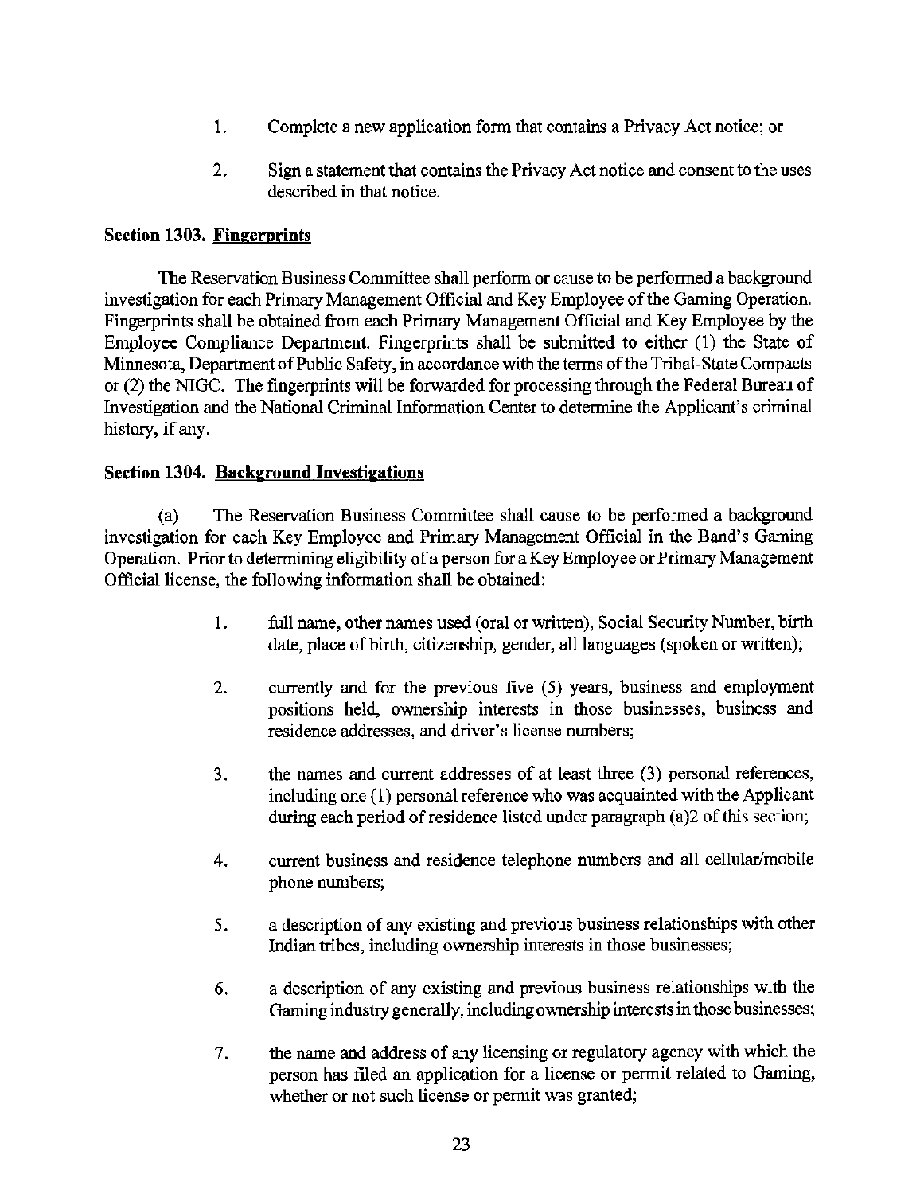1. Complete a new application form that contains a Privacy Act notice; or

2. Sign a statement that contains the Privacy Act notice and consent to the uses described in that notice.

### Section 1303. Fingerprints

The Reservation Business Committee shall perform or cause to be performed a background investigation for each Primary Management Official and Key Employee of the Gaming Operation. Fingerprints shall be obtained from each Primary Management Official and Key Employee by the Employee Compliance Department. Fingerprints shall be submitted to either (1) the State of Minnesota, Department of Public Safety, in accordance with the terms of the Tribal-State Compacts or (2) the NIGC. The fingerprints will be forwarded for processing through the Federal Bureau of Investigation and the National Criminal Information Center to determine the Applicant's criminal history, if any.

### Section 1304. Background Investigations

(a) The Reservation Business Committee shall cause to be performed a background investigation for each Key Employee and Primary Management Official in the Band's Gaming Operation. Prior to determining eligibility of a person for a Key Employee or Primary Management Official license, the following information shall be obtained:

1. full name, other names used (oral or written), Social Security Number, birth date, place of birth, citizenship, gender, all languages (spoken or written);

2. currently and for the previous five (5) years, business and employment positions held, ownership interests in those businesses, business and residence addresses, and driver's license numbers;

3. the names and current addresses of at least three (3) personal references, including one (1) personal reference who was acquainted with the Applicant during each period of residence listed under paragraph (a)2 of this section;

4. current business and residence telephone numbers and all cellular/mobile phone numbers;

5. a description of any existing and previous business relationships with other Indian tribes, including ownership interests in those businesses;

6. a description of any existing and previous business relationships with the Gaming industry generally, including ownership interests in those businesses;

7. the name and address of any licensing or regulatory agency with which the person has filed an application for a license or permit related to Gaming, whether or not such license or permit was granted;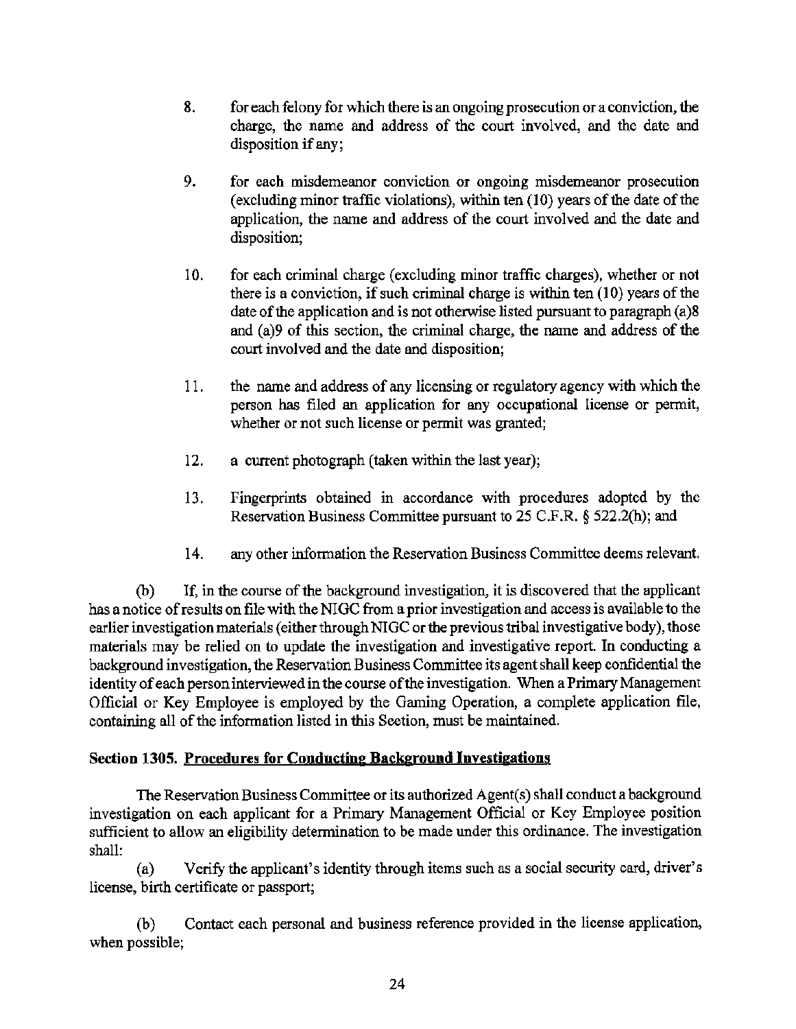8. for each felony for which there is an ongoing prosecution or a conviction, the charge, the name and address of the court involved, and the date and disposition if any;

9. for each misdemeanor conviction or ongoing misdemeanor prosecution (excluding minor traffic violations), within ten (10) years of the date of the application, the name and address of the court involved and the date and disposition;

10. for each criminal charge (excluding minor traffic charges), whether or not there is a conviction, if such criminal charge is within ten (10) years of the date of the application and is not otherwise listed pursuant to paragraph (a)8 and (a)9 of this section, the criminal charge, the name and address of the court involved and the date and disposition;

11. the name and address of any licensing or regulatory agency with which the person has filed an application for any occupational license or permit, whether or not such license or permit was granted;

12. a current photograph (taken within the last year);

13. Fingerprints obtained in accordance with procedures adopted by the Reservation Business Committee pursuant to 25 C.F.R. § 522.2(h); and

14. any other information the Reservation Business Committee deems relevant.

(b) If, in the course of the background investigation, it is discovered that the applicant has a notice of results on file with the NIGC from a prior investigation and access is available to the earlier investigation materials (either through NIGC or the previous tribal investigative body), those materials may be relied on to update the investigation and investigative report. In conducting a background investigation, the Reservation Business Committee its agent shall keep confidential the identity of each person interviewed in the course of the investigation. When a Primary Management Official or Key Employee is employed by the Gaming Operation, a complete application file, containing all of the information listed in this Section, must be maintained.

### Section 1305. Procedures for Conducting Background Investigations

The Reservation Business Committee or its authorized Agent(s) shall conduct a background investigation on each applicant for a Primary Management Official or Key Employee position sufficient to allow an eligibility determination to be made under this ordinance. The investigation shall:

(a) Verify the applicant's identity through items such as a social security card, driver's license, birth certificate or passport;

(b) Contact each personal and business reference provided in the license application, when possible;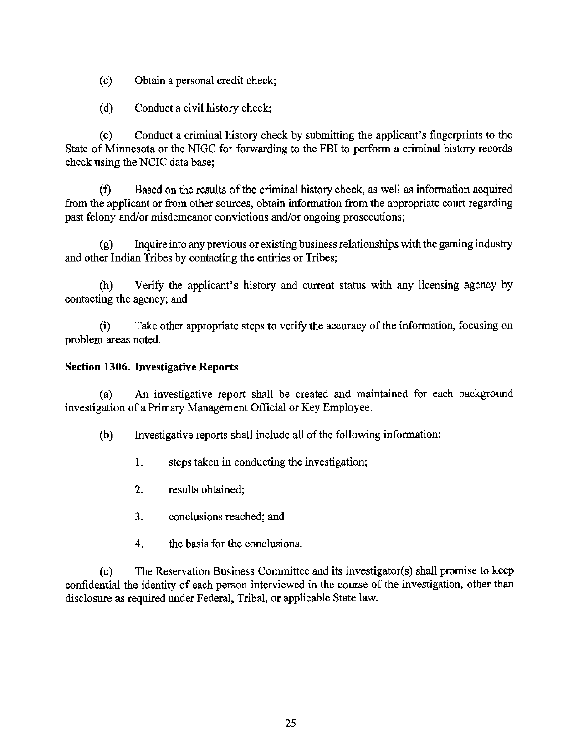(c) Obtain a personal credit check;

(d) Conduct a civil history check;

(e) Conduct a criminal history check by submitting the applicant's fingerprints to the State of Minnesota or the NIGC for forwarding to the FBI to perform a criminal history records check using the NCIC data base;

(f) Based on the results of the criminal history check, as well as information acquired from the applicant or from other sources, obtain information from the appropriate court regarding past felony and/or misdemeanor convictions and/or ongoing prosecutions;

(g) Inquire into any previous or existing business relationships with the gaming industry and other Indian Tribes by contacting the entities or Tribes;

(h) Verify the applicant's history and current status with any licensing agency by contacting the agency; and

(i) Take other appropriate steps to verify the accuracy of the information, focusing on problem areas noted.

**Section 1306. Investigative Reports**

(a) An investigative report shall be created and maintained for each background investigation of a Primary Management Official or Key Employee.

(b) Investigative reports shall include all of the following information:

1. steps taken in conducting the investigation;
2. results obtained;
3. conclusions reached; and
4. the basis for the conclusions.

(c) The Reservation Business Committee and its investigator(s) shall promise to keep confidential the identity of each person interviewed in the course of the investigation, other than disclosure as required under Federal, Tribal, or applicable State law.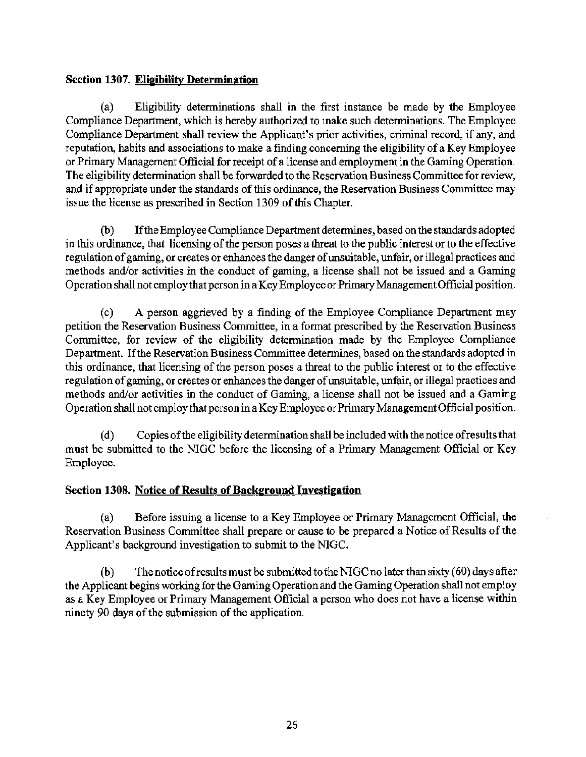**Section 1307. Eligibility Determination**

(a) Eligibility determinations shall in the first instance be made by the Employee Compliance Department, which is hereby authorized to make such determinations. The Employee Compliance Department shall review the Applicant's prior activities, criminal record, if any, and reputation, habits and associations to make a finding concerning the eligibility of a Key Employee or Primary Management Official for receipt of a license and employment in the Gaming Operation. The eligibility determination shall be forwarded to the Reservation Business Committee for review, and if appropriate under the standards of this ordinance, the Reservation Business Committee may issue the license as prescribed in Section 1309 of this Chapter.

(b) If the Employee Compliance Department determines, based on the standards adopted in this ordinance, that licensing of the person poses a threat to the public interest or to the effective regulation of gaming, or creates or enhances the danger of unsuitable, unfair, or illegal practices and methods and/or activities in the conduct of gaming, a license shall not be issued and a Gaming Operation shall not employ that person in a Key Employee or Primary Management Official position.

(c) A person aggrieved by a finding of the Employee Compliance Department may petition the Reservation Business Committee, in a format prescribed by the Reservation Business Committee, for review of the eligibility determination made by the Employee Compliance Department. If the Reservation Business Committee determines, based on the standards adopted in this ordinance, that licensing of the person poses a threat to the public interest or to the effective regulation of gaming, or creates or enhances the danger of unsuitable, unfair, or illegal practices and methods and/or activities in the conduct of Gaming, a license shall not be issued and a Gaming Operation shall not employ that person in a Key Employee or Primary Management Official position.

(d) Copies of the eligibility determination shall be included with the notice of results that must be submitted to the NIGC before the licensing of a Primary Management Official or Key Employee.

**Section 1308. Notice of Results of Background Investigation**

(a) Before issuing a license to a Key Employee or Primary Management Official, the Reservation Business Committee shall prepare or cause to be prepared a Notice of Results of the Applicant's background investigation to submit to the NIGC.

(b) The notice of results must be submitted to the NIGC no later than sixty (60) days after the Applicant begins working for the Gaming Operation and the Gaming Operation shall not employ as a Key Employee or Primary Management Official a person who does not have a license within ninety 90 days of the submission of the application.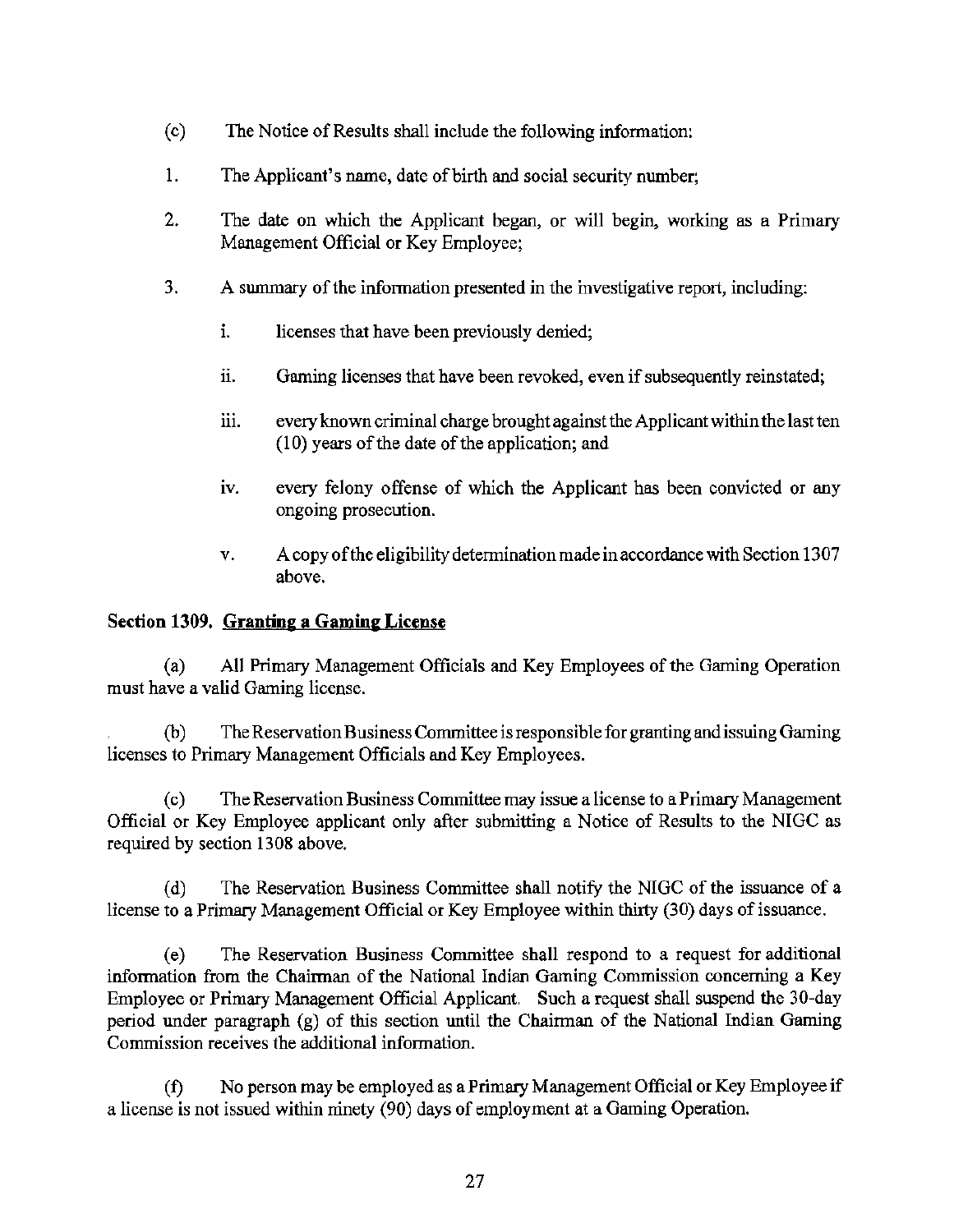(c) The Notice of Results shall include the following information:

1. The Applicant's name, date of birth and social security number;

2. The date on which the Applicant began, or will begin, working as a Primary Management Official or Key Employee;

3. A summary of the information presented in the investigative report, including:

   i. licenses that have been previously denied;

   ii. Gaming licenses that have been revoked, even if subsequently reinstated;

   iii. every known criminal charge brought against the Applicant within the last ten (10) years of the date of the application; and

   iv. every felony offense of which the Applicant has been convicted or any ongoing prosecution.

   v. A copy of the eligibility determination made in accordance with Section 1307 above.

## Section 1309. Granting a Gaming License

(a) All Primary Management Officials and Key Employees of the Gaming Operation must have a valid Gaming license.

(b) The Reservation Business Committee is responsible for granting and issuing Gaming licenses to Primary Management Officials and Key Employees.

(c) The Reservation Business Committee may issue a license to a Primary Management Official or Key Employee applicant only after submitting a Notice of Results to the NIGC as required by section 1308 above.

(d) The Reservation Business Committee shall notify the NIGC of the issuance of a license to a Primary Management Official or Key Employee within thirty (30) days of issuance.

(e) The Reservation Business Committee shall respond to a request for additional information from the Chairman of the National Indian Gaming Commission concerning a Key Employee or Primary Management Official Applicant. Such a request shall suspend the 30-day period under paragraph (g) of this section until the Chairman of the National Indian Gaming Commission receives the additional information.

(f) No person may be employed as a Primary Management Official or Key Employee if a license is not issued within ninety (90) days of employment at a Gaming Operation.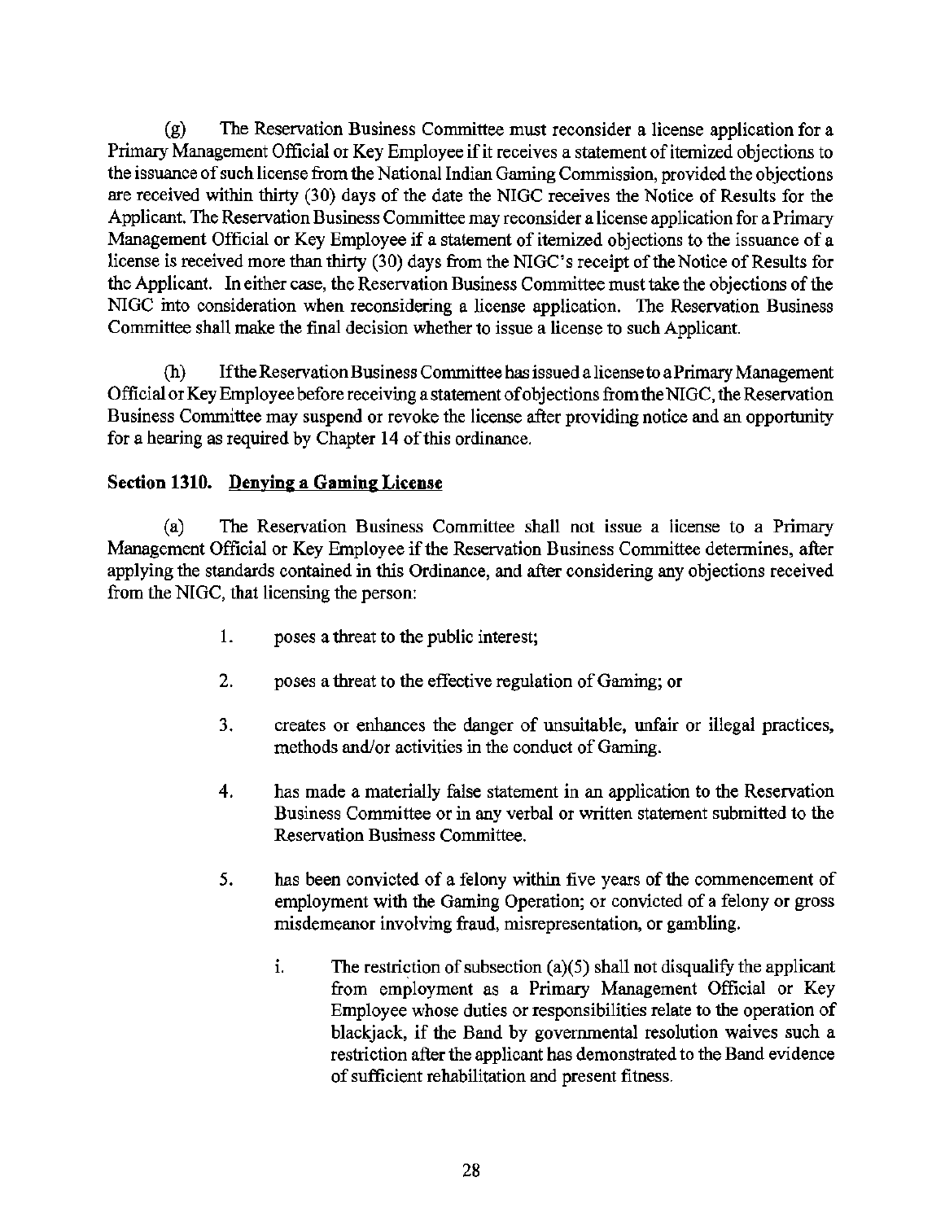(g) The Reservation Business Committee must reconsider a license application for a Primary Management Official or Key Employee if it receives a statement of itemized objections to the issuance of such license from the National Indian Gaming Commission, provided the objections are received within thirty (30) days of the date the NIGC receives the Notice of Results for the Applicant. The Reservation Business Committee may reconsider a license application for a Primary Management Official or Key Employee if a statement of itemized objections to the issuance of a license is received more than thirty (30) days from the NIGC's receipt of the Notice of Results for the Applicant. In either case, the Reservation Business Committee must take the objections of the NIGC into consideration when reconsidering a license application. The Reservation Business Committee shall make the final decision whether to issue a license to such Applicant.

(h) If the Reservation Business Committee has issued a license to a Primary Management Official or Key Employee before receiving a statement of objections from the NIGC, the Reservation Business Committee may suspend or revoke the license after providing notice and an opportunity for a hearing as required by Chapter 14 of this ordinance.

**Section 1310. Denying a Gaming License**

(a) The Reservation Business Committee shall not issue a license to a Primary Management Official or Key Employee if the Reservation Business Committee determines, after applying the standards contained in this Ordinance, and after considering any objections received from the NIGC, that licensing the person:

1. poses a threat to the public interest;

2. poses a threat to the effective regulation of Gaming; or

3. creates or enhances the danger of unsuitable, unfair or illegal practices, methods and/or activities in the conduct of Gaming.

4. has made a materially false statement in an application to the Reservation Business Committee or in any verbal or written statement submitted to the Reservation Business Committee.

5. has been convicted of a felony within five years of the commencement of employment with the Gaming Operation; or convicted of a felony or gross misdemeanor involving fraud, misrepresentation, or gambling.

   i. The restriction of subsection (a)(5) shall not disqualify the applicant from employment as a Primary Management Official or Key Employee whose duties or responsibilities relate to the operation of blackjack, if the Band by governmental resolution waives such a restriction after the applicant has demonstrated to the Band evidence of sufficient rehabilitation and present fitness.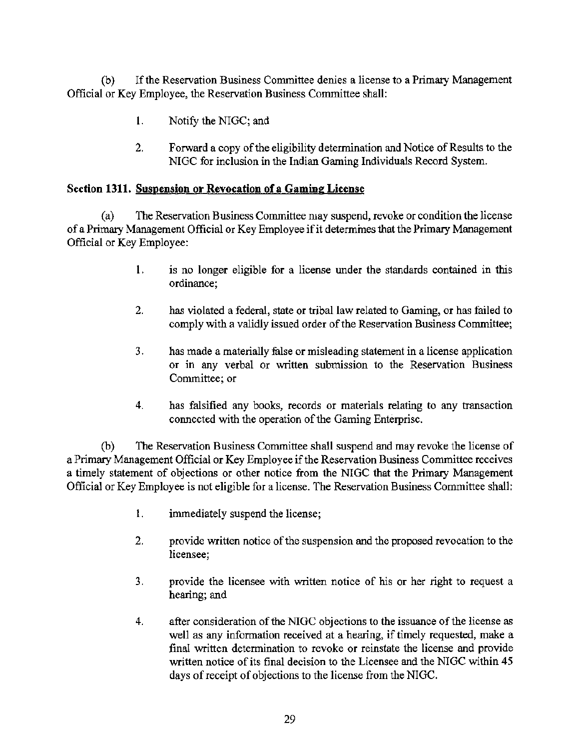(b) If the Reservation Business Committee denies a license to a Primary Management Official or Key Employee, the Reservation Business Committee shall:

1. Notify the NIGC; and

2. Forward a copy of the eligibility determination and Notice of Results to the NIGC for inclusion in the Indian Gaming Individuals Record System.

### Section 1311. <u>Suspension or Revocation of a Gaming License</u>

(a) The Reservation Business Committee may suspend, revoke or condition the license of a Primary Management Official or Key Employee if it determines that the Primary Management Official or Key Employee:

1. is no longer eligible for a license under the standards contained in this ordinance;

2. has violated a federal, state or tribal law related to Gaming, or has failed to comply with a validly issued order of the Reservation Business Committee;

3. has made a materially false or misleading statement in a license application or in any verbal or written submission to the Reservation Business Committee; or

4. has falsified any books, records or materials relating to any transaction connected with the operation of the Gaming Enterprise.

(b) The Reservation Business Committee shall suspend and may revoke the license of a Primary Management Official or Key Employee if the Reservation Business Committee receives a timely statement of objections or other notice from the NIGC that the Primary Management Official or Key Employee is not eligible for a license. The Reservation Business Committee shall:

1. immediately suspend the license;

2. provide written notice of the suspension and the proposed revocation to the licensee;

3. provide the licensee with written notice of his or her right to request a hearing; and

4. after consideration of the NIGC objections to the issuance of the license as well as any information received at a hearing, if timely requested, make a final written determination to revoke or reinstate the license and provide written notice of its final decision to the Licensee and the NIGC within 45 days of receipt of objections to the license from the NIGC.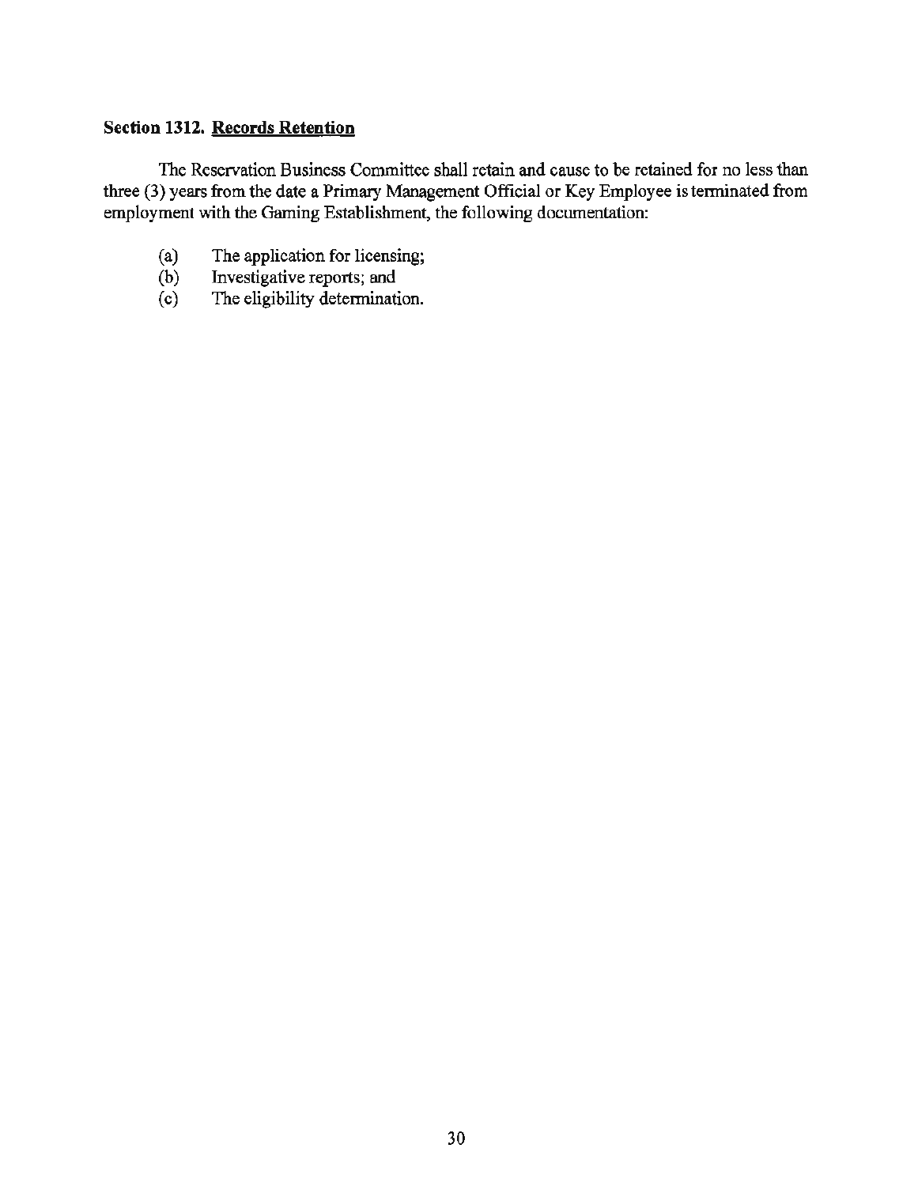**Section 1312. Records Retention**

The Reservation Business Committee shall retain and cause to be retained for no less than three (3) years from the date a Primary Management Official or Key Employee is terminated from employment with the Gaming Establishment, the following documentation:

(a) The application for licensing;
(b) Investigative reports; and
(c) The eligibility determination.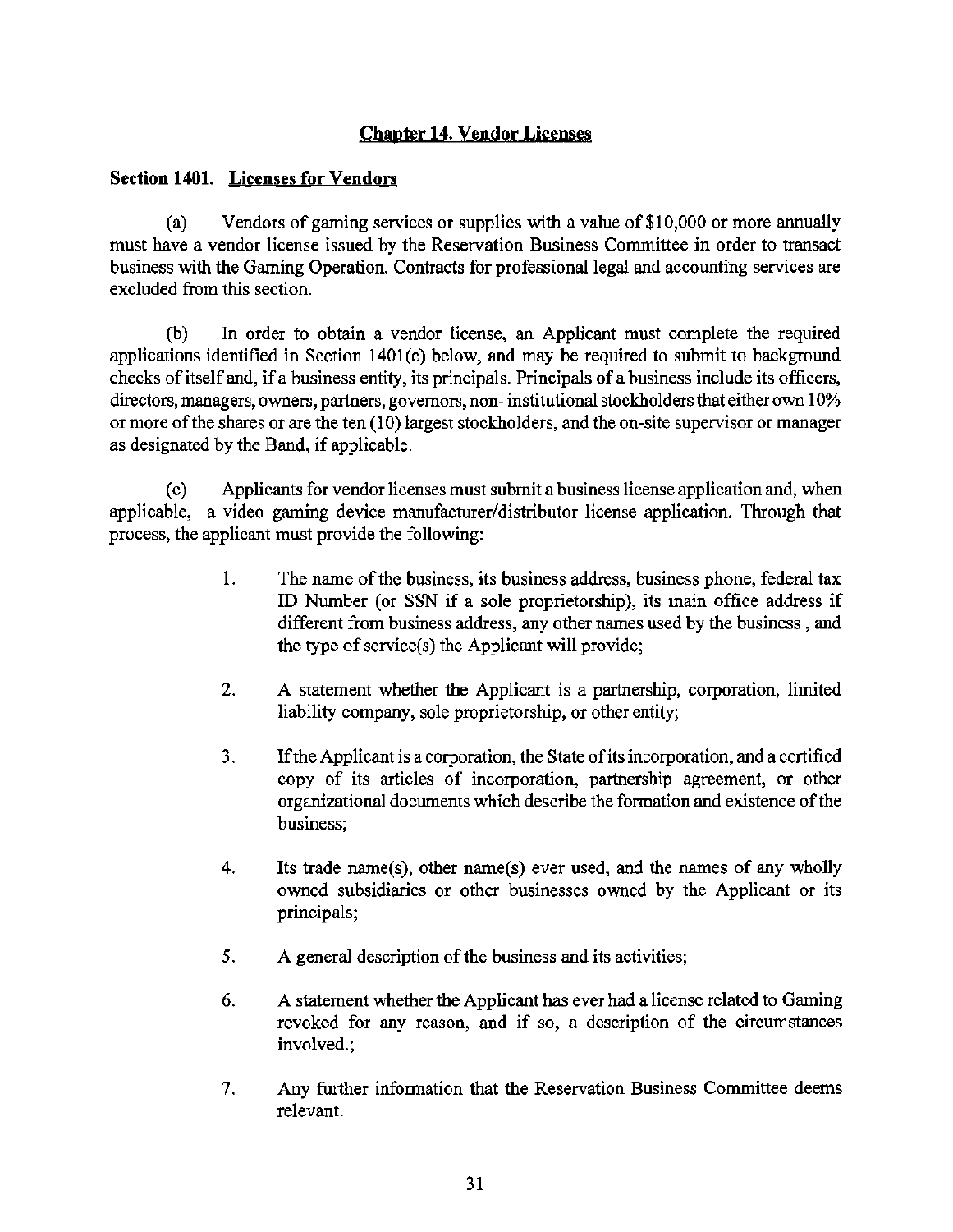## Chapter 14. Vendor Licenses

### Section 1401. Licenses for Vendors

(a) Vendors of gaming services or supplies with a value of $10,000 or more annually must have a vendor license issued by the Reservation Business Committee in order to transact business with the Gaming Operation. Contracts for professional legal and accounting services are excluded from this section.

(b) In order to obtain a vendor license, an Applicant must complete the required applications identified in Section 1401(c) below, and may be required to submit to background checks of itself and, if a business entity, its principals. Principals of a business include its officers, directors, managers, owners, partners, governors, non- institutional stockholders that either own 10% or more of the shares or are the ten (10) largest stockholders, and the on-site supervisor or manager as designated by the Band, if applicable.

(c) Applicants for vendor licenses must submit a business license application and, when applicable, a video gaming device manufacturer/distributor license application. Through that process, the applicant must provide the following:

1. The name of the business, its business address, business phone, federal tax ID Number (or SSN if a sole proprietorship), its main office address if different from business address, any other names used by the business , and the type of service(s) the Applicant will provide;

2. A statement whether the Applicant is a partnership, corporation, limited liability company, sole proprietorship, or other entity;

3. If the Applicant is a corporation, the State of its incorporation, and a certified copy of its articles of incorporation, partnership agreement, or other organizational documents which describe the formation and existence of the business;

4. Its trade name(s), other name(s) ever used, and the names of any wholly owned subsidiaries or other businesses owned by the Applicant or its principals;

5. A general description of the business and its activities;

6. A statement whether the Applicant has ever had a license related to Gaming revoked for any reason, and if so, a description of the circumstances involved.;

7. Any further information that the Reservation Business Committee deems relevant.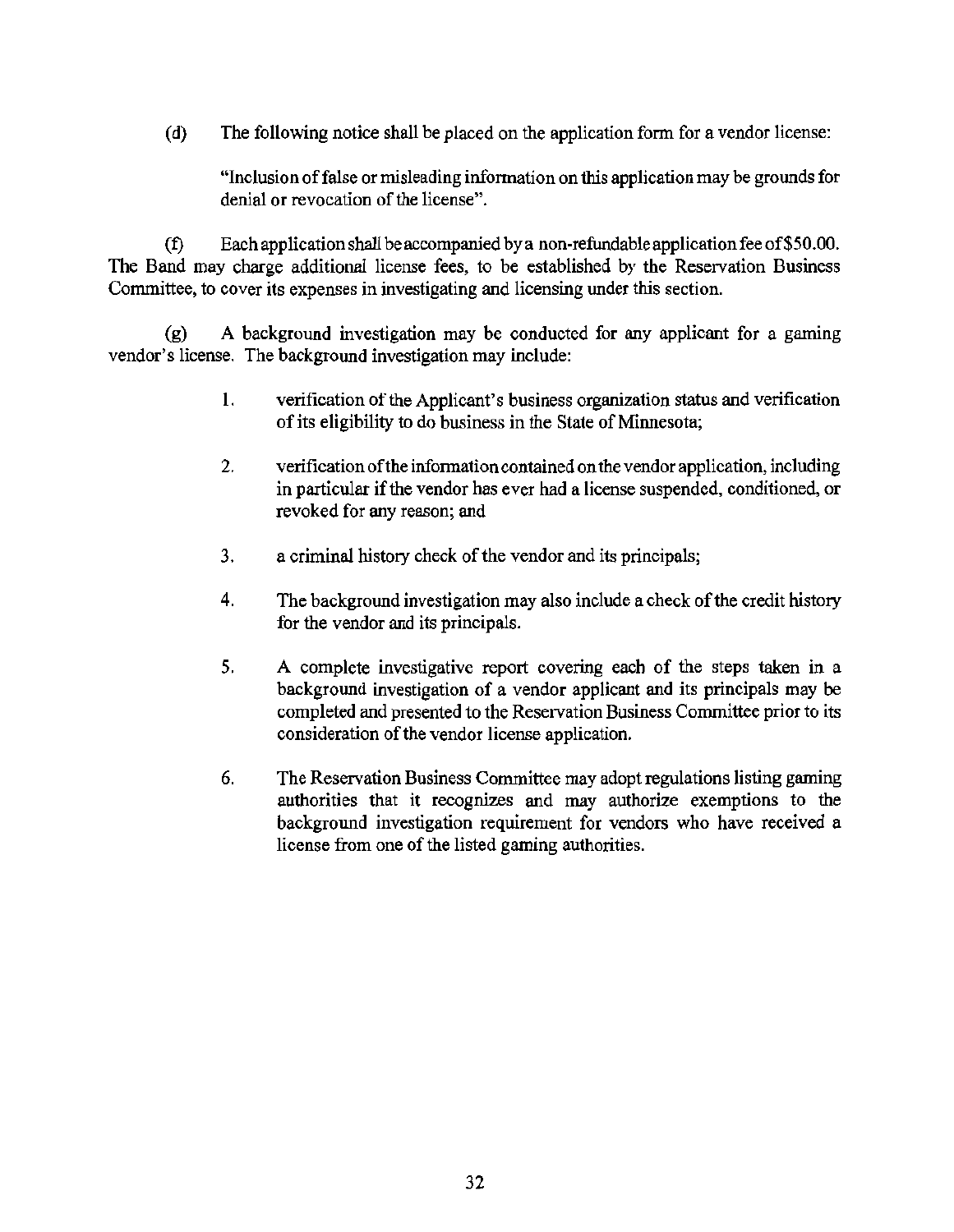(d) The following notice shall be placed on the application form for a vendor license:

> "Inclusion of false or misleading information on this application may be grounds for denial or revocation of the license".

(f) Each application shall be accompanied by a non-refundable application fee of $50.00. The Band may charge additional license fees, to be established by the Reservation Business Committee, to cover its expenses in investigating and licensing under this section.

(g) A background investigation may be conducted for any applicant for a gaming vendor's license. The background investigation may include:

1. verification of the Applicant's business organization status and verification of its eligibility to do business in the State of Minnesota;
2. verification of the information contained on the vendor application, including in particular if the vendor has ever had a license suspended, conditioned, or revoked for any reason; and
3. a criminal history check of the vendor and its principals;
4. The background investigation may also include a check of the credit history for the vendor and its principals.
5. A complete investigative report covering each of the steps taken in a background investigation of a vendor applicant and its principals may be completed and presented to the Reservation Business Committee prior to its consideration of the vendor license application.
6. The Reservation Business Committee may adopt regulations listing gaming authorities that it recognizes and may authorize exemptions to the background investigation requirement for vendors who have received a license from one of the listed gaming authorities.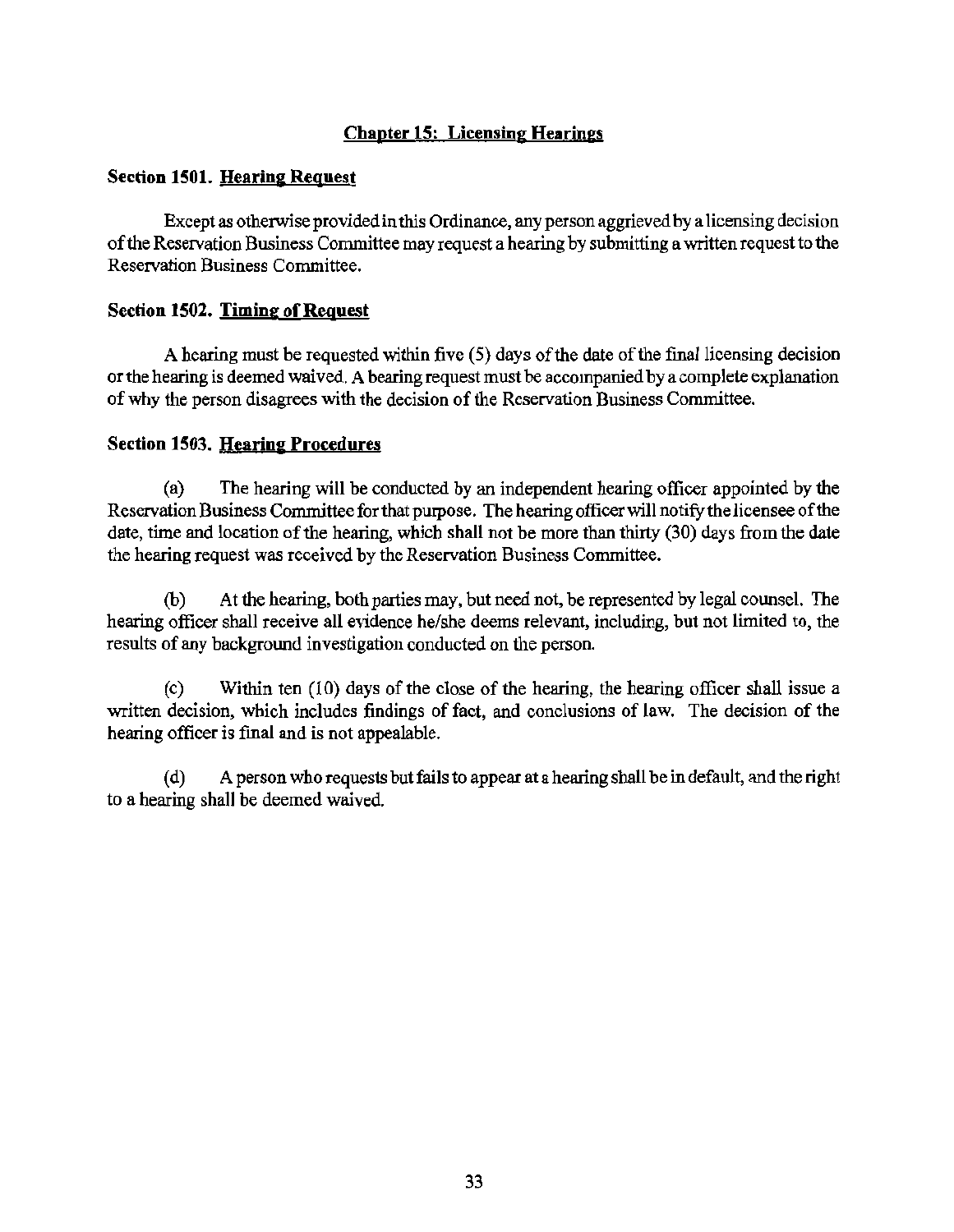## Chapter 15: Licensing Hearings

**Section 1501. Hearing Request**

Except as otherwise provided in this Ordinance, any person aggrieved by a licensing decision of the Reservation Business Committee may request a hearing by submitting a written request to the Reservation Business Committee.

**Section 1502. Timing of Request**

A hearing must be requested within five (5) days of the date of the final licensing decision or the hearing is deemed waived. A bearing request must be accompanied by a complete explanation of why the person disagrees with the decision of the Reservation Business Committee.

**Section 1503. Hearing Procedures**

(a) The hearing will be conducted by an independent hearing officer appointed by the Reservation Business Committee for that purpose. The hearing officer will notify the licensee of the date, time and location of the hearing, which shall not be more than thirty (30) days from the date the hearing request was received by the Reservation Business Committee.

(b) At the hearing, both parties may, but need not, be represented by legal counsel. The hearing officer shall receive all evidence he/she deems relevant, including, but not limited to, the results of any background investigation conducted on the person.

(c) Within ten (10) days of the close of the hearing, the hearing officer shall issue a written decision, which includes findings of fact, and conclusions of law. The decision of the hearing officer is final and is not appealable.

(d) A person who requests but fails to appear at a hearing shall be in default, and the right to a hearing shall be deemed waived.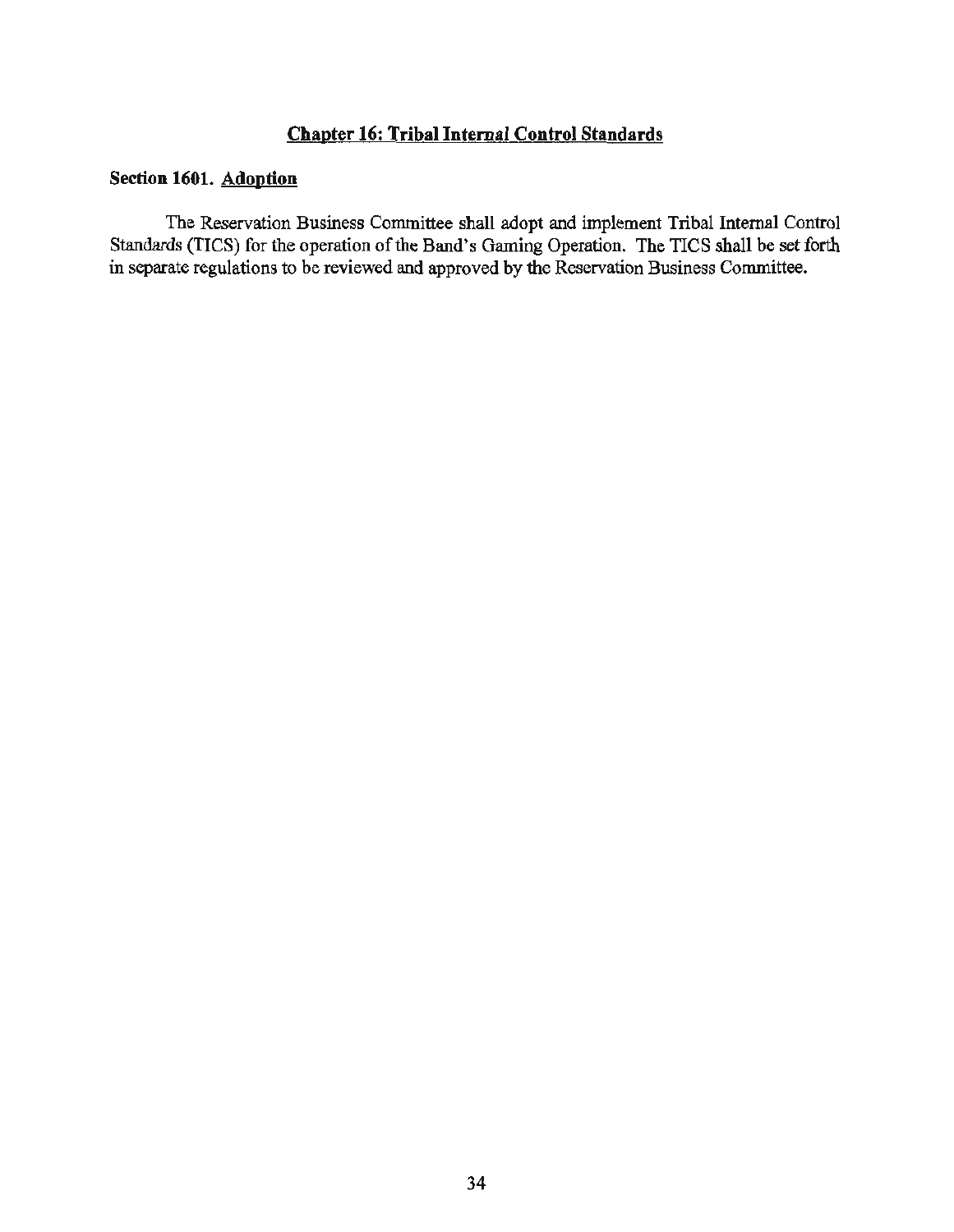## Chapter 16: Tribal Internal Control Standards

### Section 1601. Adoption

The Reservation Business Committee shall adopt and implement Tribal Internal Control Standards (TICS) for the operation of the Band's Gaming Operation. The TICS shall be set forth in separate regulations to be reviewed and approved by the Reservation Business Committee.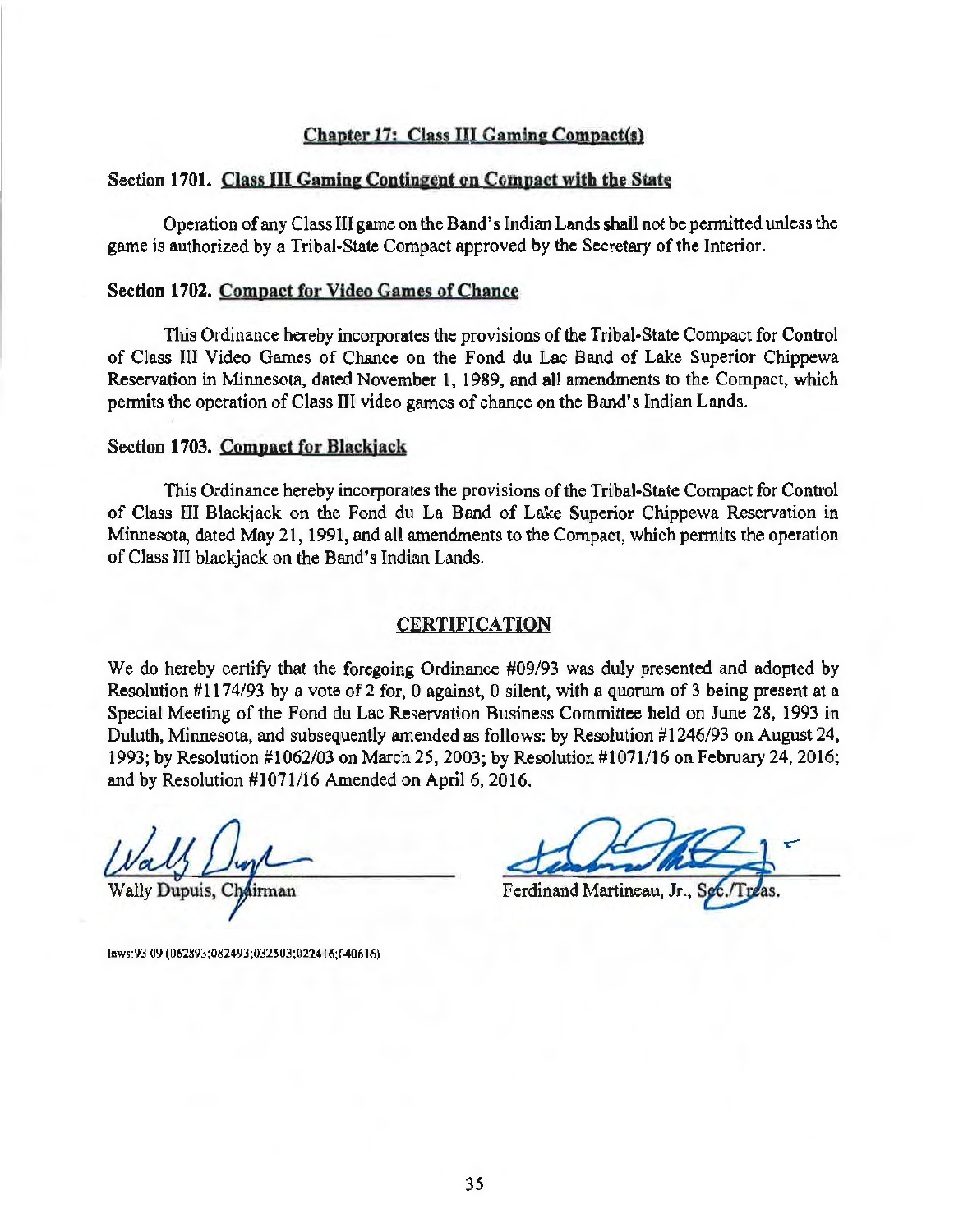## Chapter 17: Class III Gaming Compact(s)

### Section 1701. Class III Gaming Contingent on Compact with the State

Operation of any Class III game on the Band's Indian Lands shall not be permitted unless the game is authorized by a Tribal-State Compact approved by the Secretary of the Interior.

### Section 1702. Compact for Video Games of Chance

This Ordinance hereby incorporates the provisions of the Tribal-State Compact for Control of Class III Video Games of Chance on the Fond du Lac Band of Lake Superior Chippewa Reservation in Minnesota, dated November 1, 1989, and all amendments to the Compact, which permits the operation of Class III video games of chance on the Band's Indian Lands.

### Section 1703. Compact for Blackjack

This Ordinance hereby incorporates the provisions of the Tribal-State Compact for Control of Class III Blackjack on the Fond du La Band of Lake Superior Chippewa Reservation in Minnesota, dated May 21, 1991, and all amendments to the Compact, which permits the operation of Class III blackjack on the Band's Indian Lands.

## CERTIFICATION

We do hereby certify that the foregoing Ordinance #09/93 was duly presented and adopted by Resolution #1174/93 by a vote of 2 for, 0 against, 0 silent, with a quorum of 3 being present at a Special Meeting of the Fond du Lac Reservation Business Committee held on June 28, 1993 in Duluth, Minnesota, and subsequently amended as follows: by Resolution #1246/93 on August 24, 1993; by Resolution #1062/03 on March 25, 2003; by Resolution #1071/16 on February 24, 2016; and by Resolution #1071/16 Amended on April 6, 2016.

Wally Dupuis, Chairman

Ferdinand Martineau, Jr., Sec./Treas.

laws:93 09 (062893;082493;032503;022416;040616)